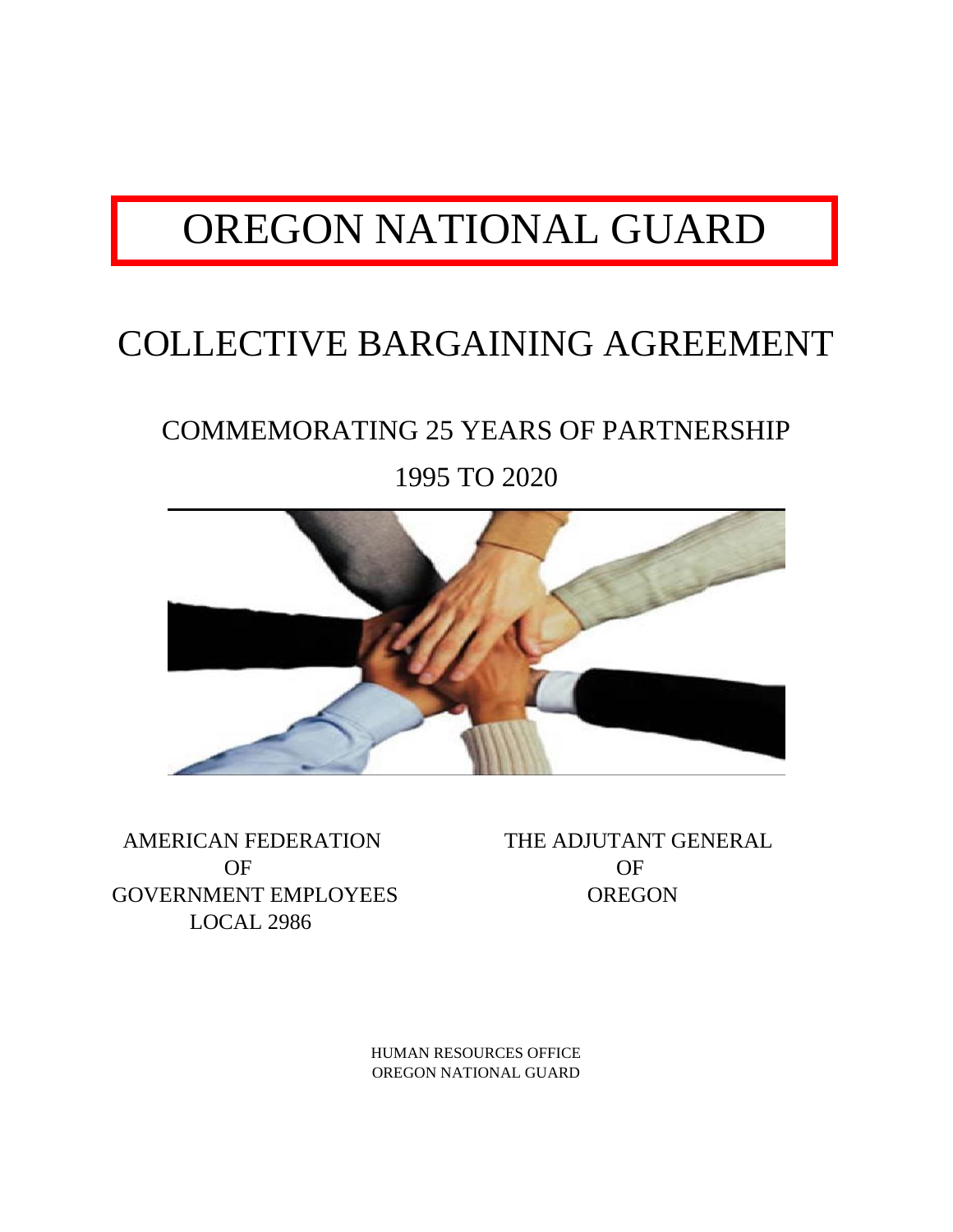# OREGON NATIONAL GUARD

# COLLECTIVE BARGAINING AGREEMENT

## COMMEMORATING 25 YEARS OF PARTNERSHIP

## 1995 TO 2020

AMERICAN FEDERATION
OF
GOVERNMENT EMPLOYEES
LOCAL 2986

THE ADJUTANT GENERAL
OF
OREGON

HUMAN RESOURCES OFFICE
OREGON NATIONAL GUARD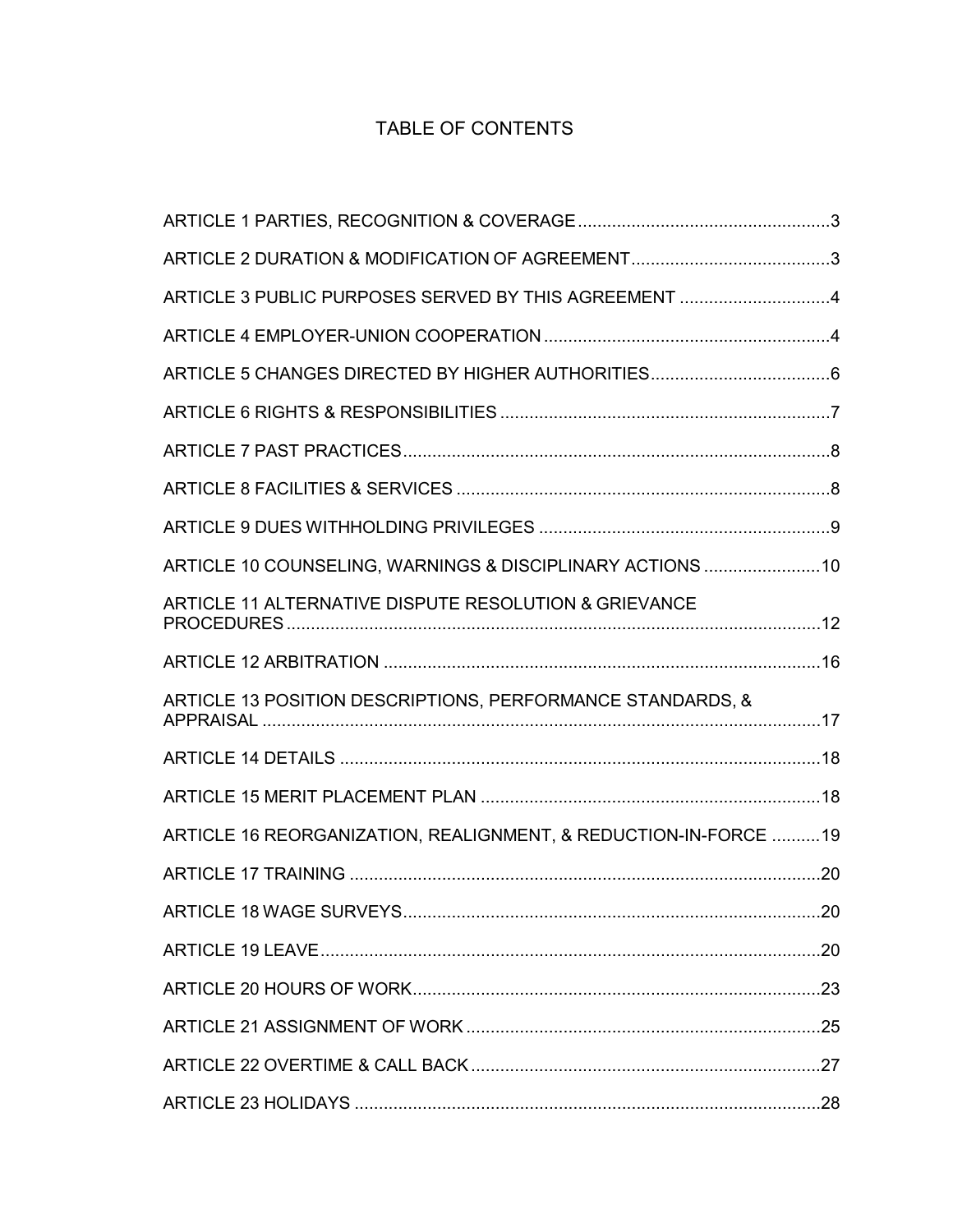# TABLE OF CONTENTS

ARTICLE 1 PARTIES, RECOGNITION & COVERAGE....................................................3

ARTICLE 2 DURATION & MODIFICATION OF AGREEMENT.........................................3

ARTICLE 3 PUBLIC PURPOSES SERVED BY THIS AGREEMENT ...............................4

ARTICLE 4 EMPLOYER-UNION COOPERATION ...........................................................4

ARTICLE 5 CHANGES DIRECTED BY HIGHER AUTHORITIES.....................................6

ARTICLE 6 RIGHTS & RESPONSIBILITIES ....................................................................7

ARTICLE 7 PAST PRACTICES........................................................................................8

ARTICLE 8 FACILITIES & SERVICES .............................................................................8

ARTICLE 9 DUES WITHHOLDING PRIVILEGES ............................................................9

ARTICLE 10 COUNSELING, WARNINGS & DISCIPLINARY ACTIONS ........................10

ARTICLE 11 ALTERNATIVE DISPUTE RESOLUTION & GRIEVANCE PROCEDURES...............................................................................................................12

ARTICLE 12 ARBITRATION ..........................................................................................16

ARTICLE 13 POSITION DESCRIPTIONS, PERFORMANCE STANDARDS, & APPRAISAL ...................................................................................................................17

ARTICLE 14 DETAILS ...................................................................................................18

ARTICLE 15 MERIT PLACEMENT PLAN ......................................................................18

ARTICLE 16 REORGANIZATION, REALIGNMENT, & REDUCTION-IN-FORCE ..........19

ARTICLE 17 TRAINING .................................................................................................20

ARTICLE 18 WAGE SURVEYS......................................................................................20

ARTICLE 19 LEAVE.......................................................................................................20

ARTICLE 20 HOURS OF WORK....................................................................................23

ARTICLE 21 ASSIGNMENT OF WORK .........................................................................25

ARTICLE 22 OVERTIME & CALL BACK........................................................................27

ARTICLE 23 HOLIDAYS ................................................................................................28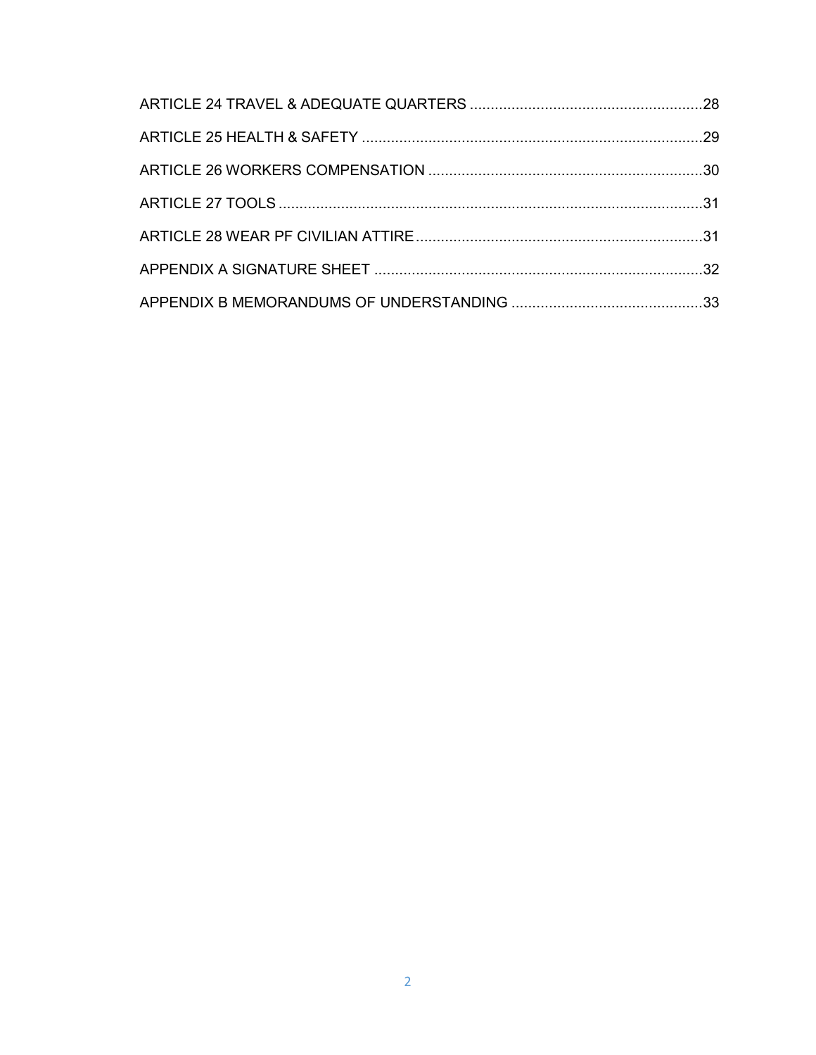ARTICLE 24 TRAVEL & ADEQUATE QUARTERS ........................................................28

ARTICLE 25 HEALTH & SAFETY ..................................................................................29

ARTICLE 26 WORKERS COMPENSATION ..................................................................30

ARTICLE 27 TOOLS ......................................................................................................31

ARTICLE 28 WEAR PF CIVILIAN ATTIRE.....................................................................31

APPENDIX A SIGNATURE SHEET ...............................................................................32

APPENDIX B MEMORANDUMS OF UNDERSTANDING ..............................................33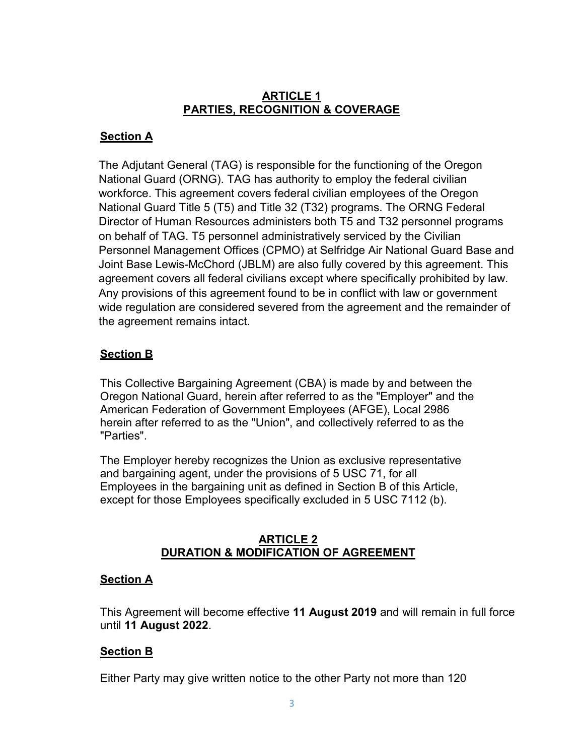## ARTICLE 1
## PARTIES, RECOGNITION & COVERAGE

### Section A

The Adjutant General (TAG) is responsible for the functioning of the Oregon National Guard (ORNG). TAG has authority to employ the federal civilian workforce. This agreement covers federal civilian employees of the Oregon National Guard Title 5 (T5) and Title 32 (T32) programs. The ORNG Federal Director of Human Resources administers both T5 and T32 personnel programs on behalf of TAG. T5 personnel administratively serviced by the Civilian Personnel Management Offices (CPMO) at Selfridge Air National Guard Base and Joint Base Lewis-McChord (JBLM) are also fully covered by this agreement. This agreement covers all federal civilians except where specifically prohibited by law. Any provisions of this agreement found to be in conflict with law or government wide regulation are considered severed from the agreement and the remainder of the agreement remains intact.

### Section B

This Collective Bargaining Agreement (CBA) is made by and between the Oregon National Guard, herein after referred to as the "Employer" and the American Federation of Government Employees (AFGE), Local 2986 herein after referred to as the "Union", and collectively referred to as the "Parties".

The Employer hereby recognizes the Union as exclusive representative and bargaining agent, under the provisions of 5 USC 71, for all Employees in the bargaining unit as defined in Section B of this Article, except for those Employees specifically excluded in 5 USC 7112 (b).

## ARTICLE 2
## DURATION & MODIFICATION OF AGREEMENT

### Section A

This Agreement will become effective **11 August 2019** and will remain in full force until **11 August 2022**.

### Section B

Either Party may give written notice to the other Party not more than 120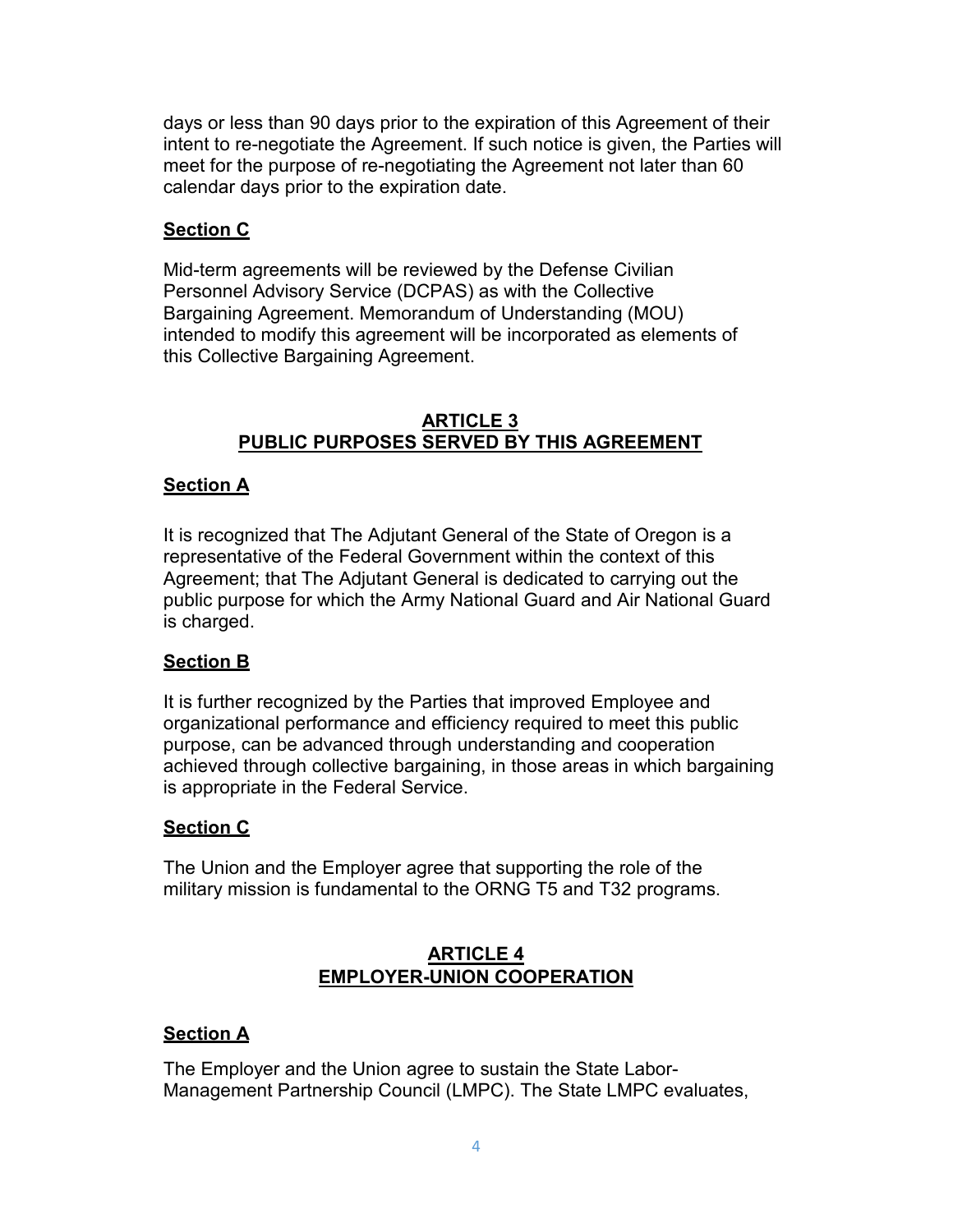days or less than 90 days prior to the expiration of this Agreement of their intent to re-negotiate the Agreement. If such notice is given, the Parties will meet for the purpose of re-negotiating the Agreement not later than 60 calendar days prior to the expiration date.

**Section C**

Mid-term agreements will be reviewed by the Defense Civilian Personnel Advisory Service (DCPAS) as with the Collective Bargaining Agreement. Memorandum of Understanding (MOU) intended to modify this agreement will be incorporated as elements of this Collective Bargaining Agreement.

## ARTICLE 3
## PUBLIC PURPOSES SERVED BY THIS AGREEMENT

**Section A**

It is recognized that The Adjutant General of the State of Oregon is a representative of the Federal Government within the context of this Agreement; that The Adjutant General is dedicated to carrying out the public purpose for which the Army National Guard and Air National Guard is charged.

**Section B**

It is further recognized by the Parties that improved Employee and organizational performance and efficiency required to meet this public purpose, can be advanced through understanding and cooperation achieved through collective bargaining, in those areas in which bargaining is appropriate in the Federal Service.

**Section C**

The Union and the Employer agree that supporting the role of the military mission is fundamental to the ORNG T5 and T32 programs.

## ARTICLE 4
## EMPLOYER-UNION COOPERATION

**Section A**

The Employer and the Union agree to sustain the State Labor-Management Partnership Council (LMPC). The State LMPC evaluates,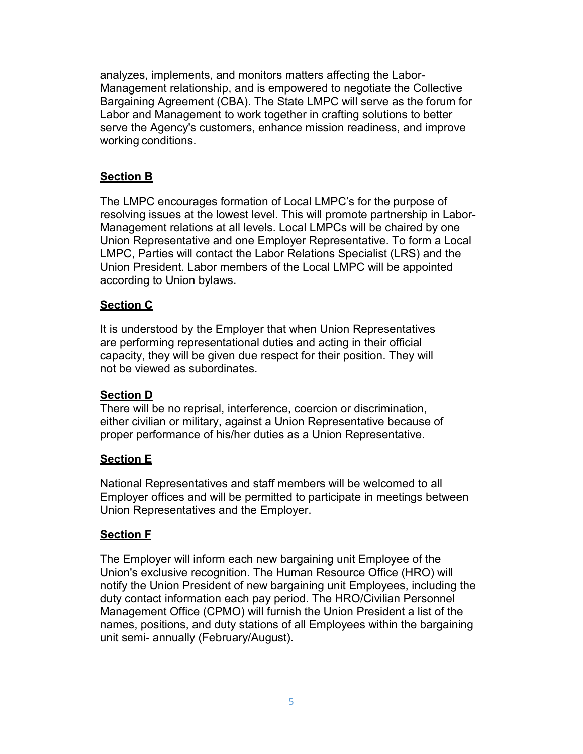analyzes, implements, and monitors matters affecting the Labor-Management relationship, and is empowered to negotiate the Collective Bargaining Agreement (CBA). The State LMPC will serve as the forum for Labor and Management to work together in crafting solutions to better serve the Agency's customers, enhance mission readiness, and improve working conditions.

### **Section B**

The LMPC encourages formation of Local LMPC's for the purpose of resolving issues at the lowest level. This will promote partnership in Labor-Management relations at all levels. Local LMPCs will be chaired by one Union Representative and one Employer Representative. To form a Local LMPC, Parties will contact the Labor Relations Specialist (LRS) and the Union President. Labor members of the Local LMPC will be appointed according to Union bylaws.

### **Section C**

It is understood by the Employer that when Union Representatives are performing representational duties and acting in their official capacity, they will be given due respect for their position. They will not be viewed as subordinates.

### **Section D**

There will be no reprisal, interference, coercion or discrimination, either civilian or military, against a Union Representative because of proper performance of his/her duties as a Union Representative.

### **Section E**

National Representatives and staff members will be welcomed to all Employer offices and will be permitted to participate in meetings between Union Representatives and the Employer.

### **Section F**

The Employer will inform each new bargaining unit Employee of the Union's exclusive recognition. The Human Resource Office (HRO) will notify the Union President of new bargaining unit Employees, including the duty contact information each pay period. The HRO/Civilian Personnel Management Office (CPMO) will furnish the Union President a list of the names, positions, and duty stations of all Employees within the bargaining unit semi- annually (February/August).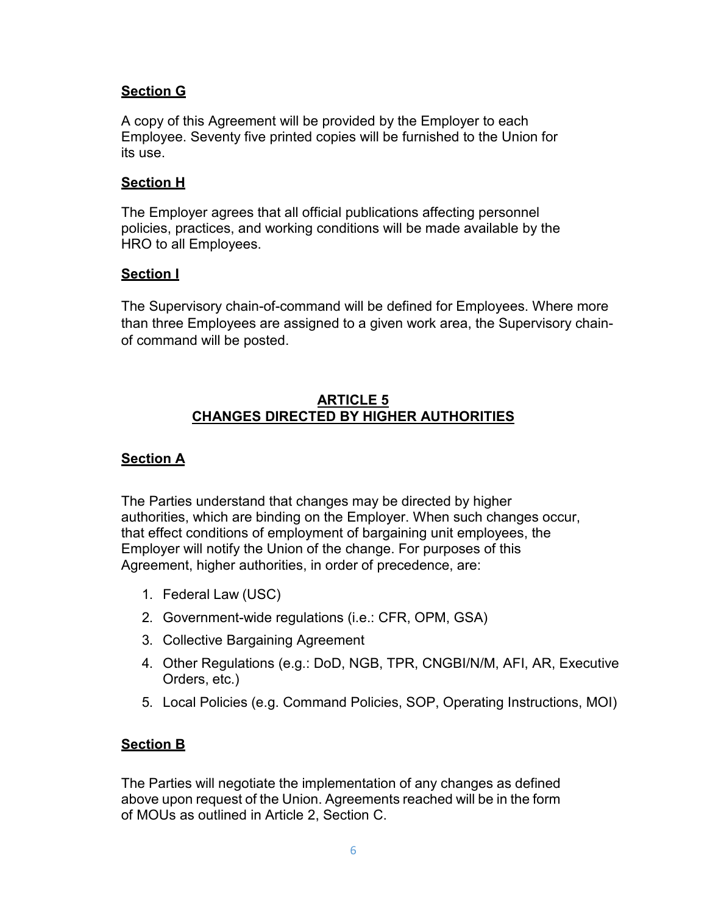**Section G**

A copy of this Agreement will be provided by the Employer to each Employee. Seventy five printed copies will be furnished to the Union for its use.

**Section H**

The Employer agrees that all official publications affecting personnel policies, practices, and working conditions will be made available by the HRO to all Employees.

**Section I**

The Supervisory chain-of-command will be defined for Employees. Where more than three Employees are assigned to a given work area, the Supervisory chain-of command will be posted.

## ARTICLE 5
## CHANGES DIRECTED BY HIGHER AUTHORITIES

**Section A**

The Parties understand that changes may be directed by higher authorities, which are binding on the Employer. When such changes occur, that effect conditions of employment of bargaining unit employees, the Employer will notify the Union of the change. For purposes of this Agreement, higher authorities, in order of precedence, are:

1. Federal Law (USC)
2. Government-wide regulations (i.e.: CFR, OPM, GSA)
3. Collective Bargaining Agreement
4. Other Regulations (e.g.: DoD, NGB, TPR, CNGBI/N/M, AFI, AR, Executive Orders, etc.)
5. Local Policies (e.g. Command Policies, SOP, Operating Instructions, MOI)

**Section B**

The Parties will negotiate the implementation of any changes as defined above upon request of the Union. Agreements reached will be in the form of MOUs as outlined in Article 2, Section C.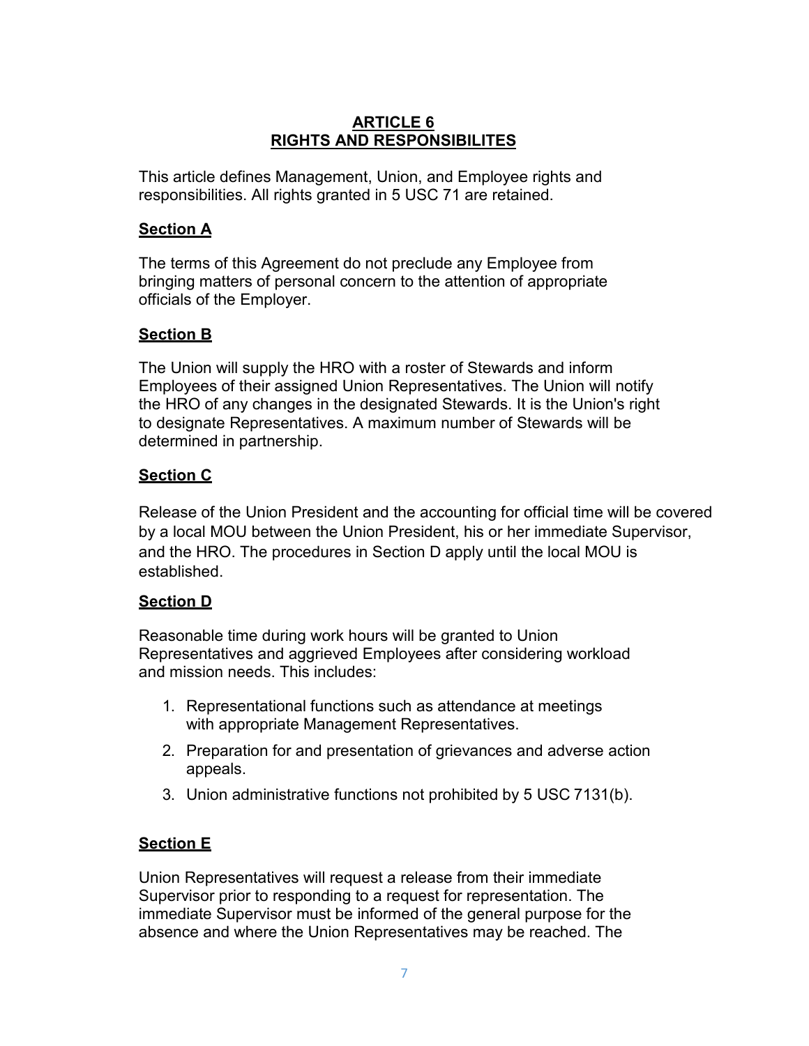# ARTICLE 6
# RIGHTS AND RESPONSIBILITES

This article defines Management, Union, and Employee rights and responsibilities. All rights granted in 5 USC 71 are retained.

## Section A

The terms of this Agreement do not preclude any Employee from bringing matters of personal concern to the attention of appropriate officials of the Employer.

## Section B

The Union will supply the HRO with a roster of Stewards and inform Employees of their assigned Union Representatives. The Union will notify the HRO of any changes in the designated Stewards. It is the Union's right to designate Representatives. A maximum number of Stewards will be determined in partnership.

## Section C

Release of the Union President and the accounting for official time will be covered by a local MOU between the Union President, his or her immediate Supervisor, and the HRO. The procedures in Section D apply until the local MOU is established.

## Section D

Reasonable time during work hours will be granted to Union Representatives and aggrieved Employees after considering workload and mission needs. This includes:

1. Representational functions such as attendance at meetings with appropriate Management Representatives.
2. Preparation for and presentation of grievances and adverse action appeals.
3. Union administrative functions not prohibited by 5 USC 7131(b).

## Section E

Union Representatives will request a release from their immediate Supervisor prior to responding to a request for representation. The immediate Supervisor must be informed of the general purpose for the absence and where the Union Representatives may be reached. The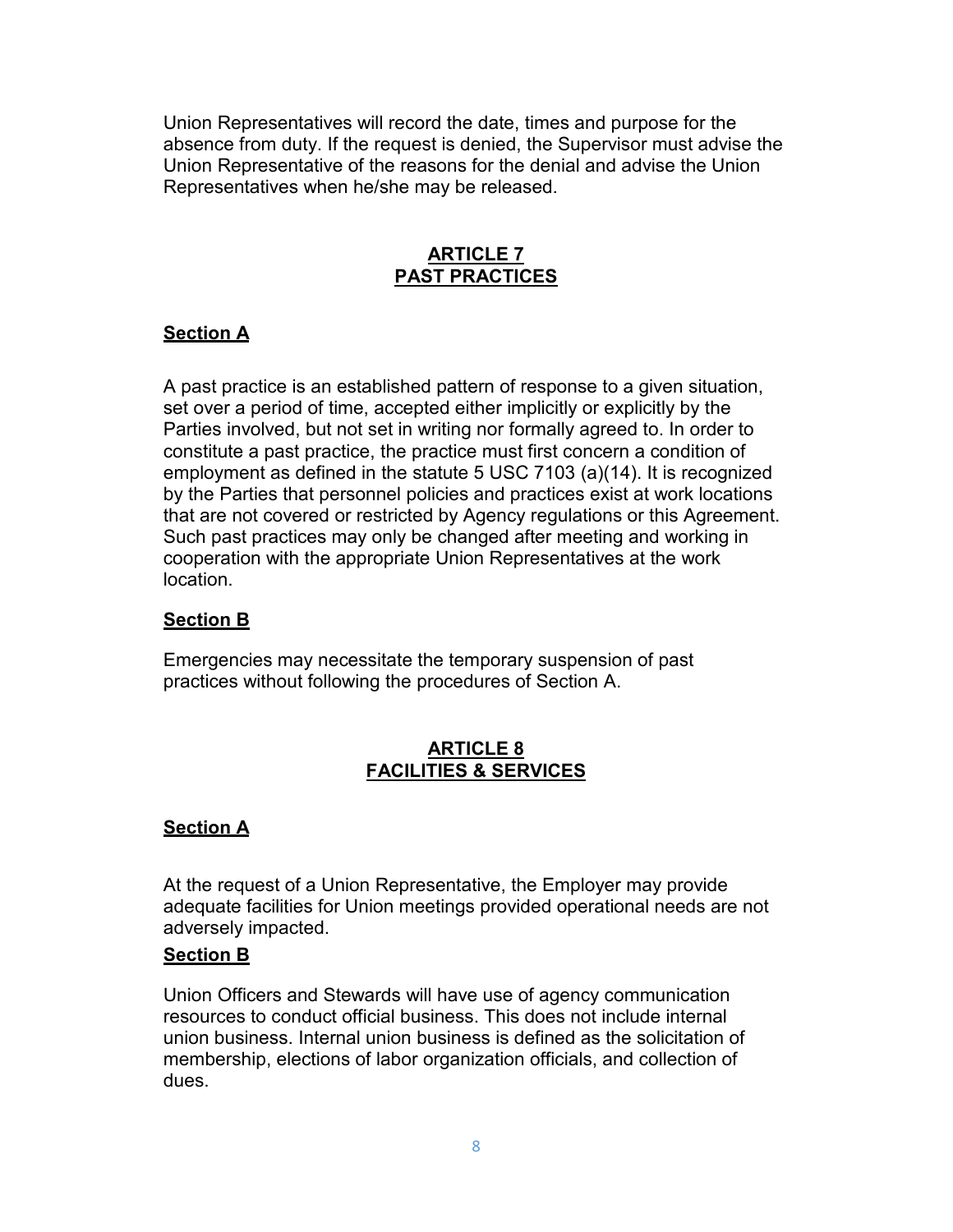Union Representatives will record the date, times and purpose for the absence from duty. If the request is denied, the Supervisor must advise the Union Representative of the reasons for the denial and advise the Union Representatives when he/she may be released.

## ARTICLE 7
## PAST PRACTICES

### Section A

A past practice is an established pattern of response to a given situation, set over a period of time, accepted either implicitly or explicitly by the Parties involved, but not set in writing nor formally agreed to. In order to constitute a past practice, the practice must first concern a condition of employment as defined in the statute 5 USC 7103 (a)(14). It is recognized by the Parties that personnel policies and practices exist at work locations that are not covered or restricted by Agency regulations or this Agreement. Such past practices may only be changed after meeting and working in cooperation with the appropriate Union Representatives at the work location.

### Section B

Emergencies may necessitate the temporary suspension of past practices without following the procedures of Section A.

## ARTICLE 8
## FACILITIES & SERVICES

### Section A

At the request of a Union Representative, the Employer may provide adequate facilities for Union meetings provided operational needs are not adversely impacted.

### Section B

Union Officers and Stewards will have use of agency communication resources to conduct official business. This does not include internal union business. Internal union business is defined as the solicitation of membership, elections of labor organization officials, and collection of dues.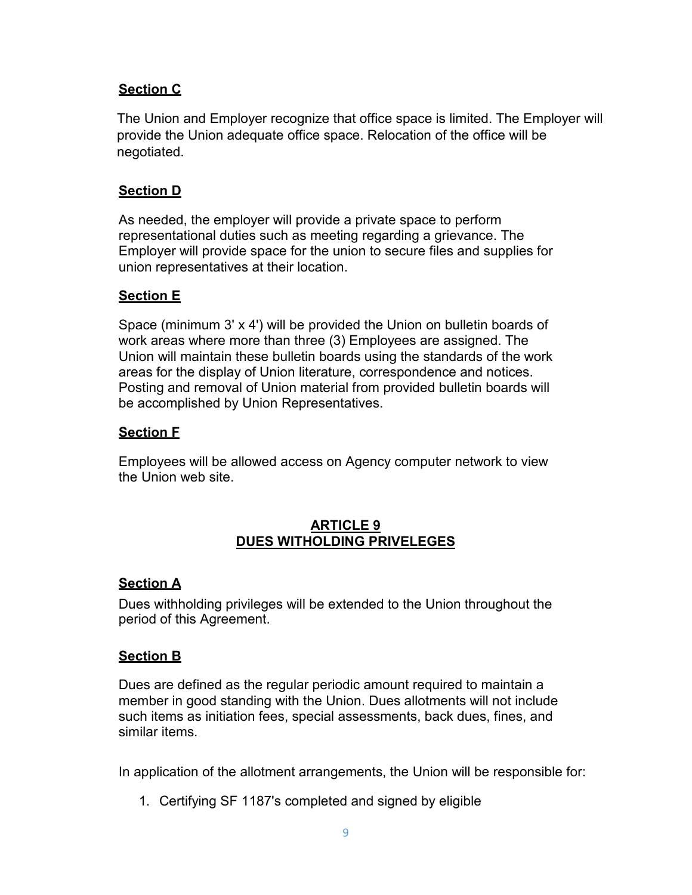**Section C**

The Union and Employer recognize that office space is limited. The Employer will provide the Union adequate office space. Relocation of the office will be negotiated.

**Section D**

As needed, the employer will provide a private space to perform representational duties such as meeting regarding a grievance. The Employer will provide space for the union to secure files and supplies for union representatives at their location.

**Section E**

Space (minimum 3' x 4') will be provided the Union on bulletin boards of work areas where more than three (3) Employees are assigned. The Union will maintain these bulletin boards using the standards of the work areas for the display of Union literature, correspondence and notices. Posting and removal of Union material from provided bulletin boards will be accomplished by Union Representatives.

**Section F**

Employees will be allowed access on Agency computer network to view the Union web site.

## ARTICLE 9
## DUES WITHOLDING PRIVELEGES

**Section A**

Dues withholding privileges will be extended to the Union throughout the period of this Agreement.

**Section B**

Dues are defined as the regular periodic amount required to maintain a member in good standing with the Union. Dues allotments will not include such items as initiation fees, special assessments, back dues, fines, and similar items.

In application of the allotment arrangements, the Union will be responsible for:

1. Certifying SF 1187's completed and signed by eligible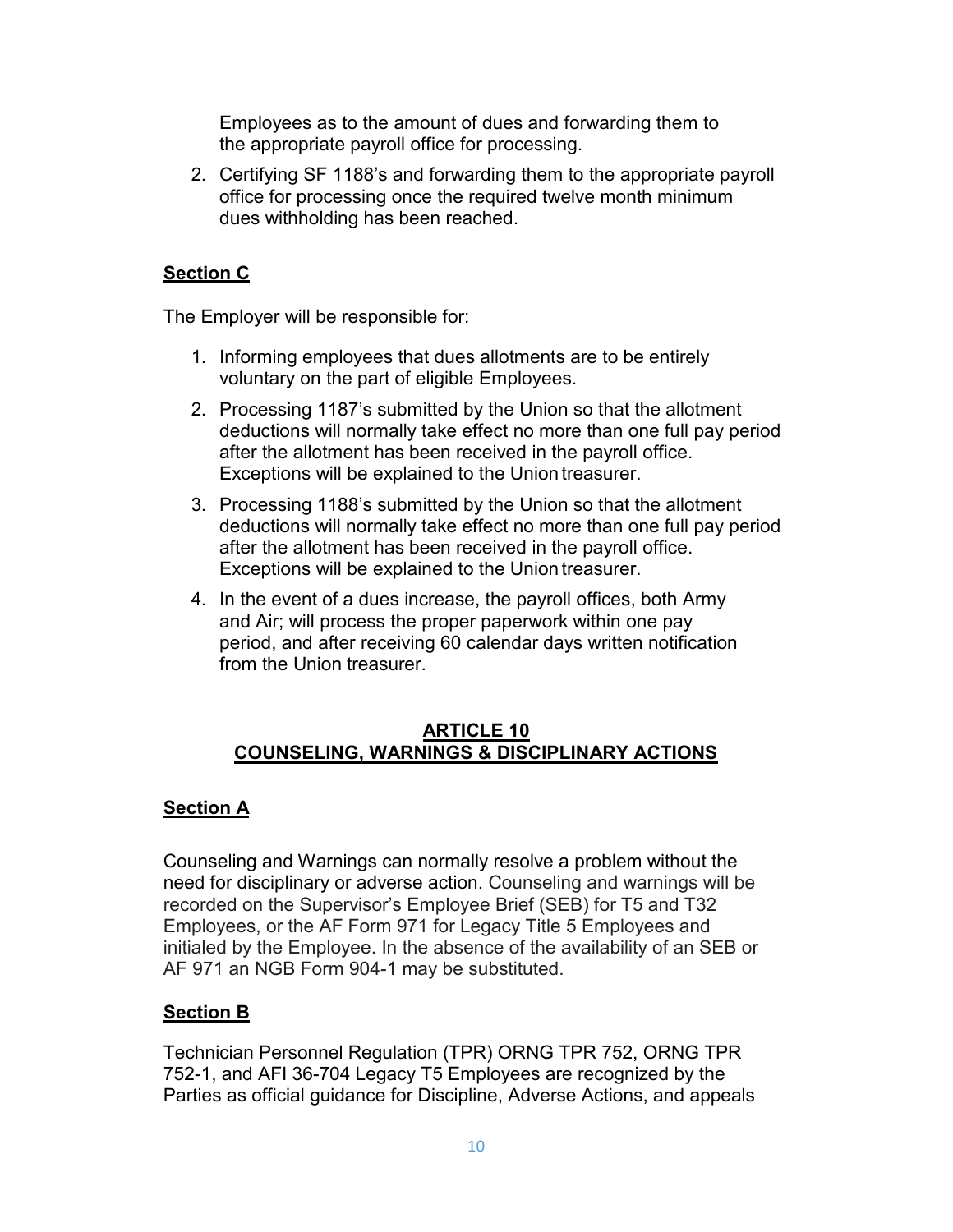Employees as to the amount of dues and forwarding them to the appropriate payroll office for processing.

2. Certifying SF 1188's and forwarding them to the appropriate payroll office for processing once the required twelve month minimum dues withholding has been reached.

## Section C

The Employer will be responsible for:

1. Informing employees that dues allotments are to be entirely voluntary on the part of eligible Employees.
2. Processing 1187's submitted by the Union so that the allotment deductions will normally take effect no more than one full pay period after the allotment has been received in the payroll office. Exceptions will be explained to the Union treasurer.
3. Processing 1188's submitted by the Union so that the allotment deductions will normally take effect no more than one full pay period after the allotment has been received in the payroll office. Exceptions will be explained to the Union treasurer.
4. In the event of a dues increase, the payroll offices, both Army and Air; will process the proper paperwork within one pay period, and after receiving 60 calendar days written notification from the Union treasurer.

# ARTICLE 10
# COUNSELING, WARNINGS & DISCIPLINARY ACTIONS

## Section A

Counseling and Warnings can normally resolve a problem without the need for disciplinary or adverse action. Counseling and warnings will be recorded on the Supervisor's Employee Brief (SEB) for T5 and T32 Employees, or the AF Form 971 for Legacy Title 5 Employees and initialed by the Employee. In the absence of the availability of an SEB or AF 971 an NGB Form 904-1 may be substituted.

## Section B

Technician Personnel Regulation (TPR) ORNG TPR 752, ORNG TPR 752-1, and AFI 36-704 Legacy T5 Employees are recognized by the Parties as official guidance for Discipline, Adverse Actions, and appeals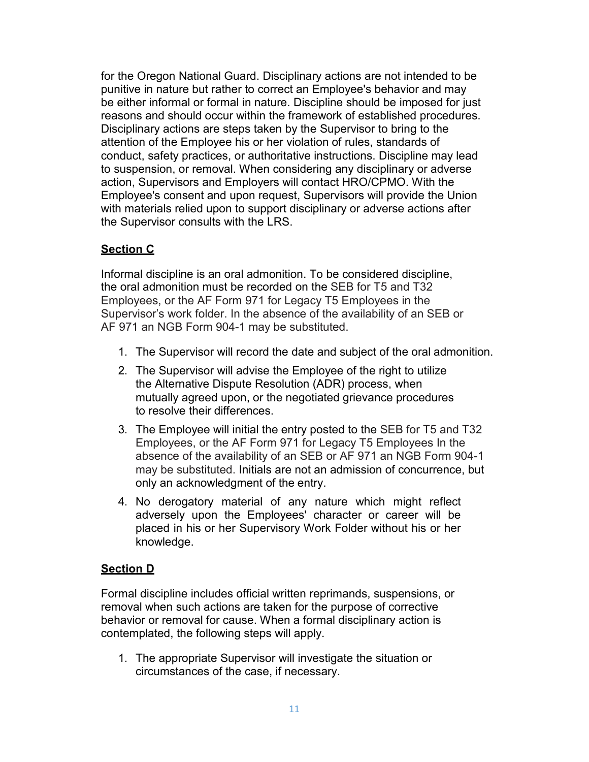for the Oregon National Guard. Disciplinary actions are not intended to be punitive in nature but rather to correct an Employee's behavior and may be either informal or formal in nature. Discipline should be imposed for just reasons and should occur within the framework of established procedures. Disciplinary actions are steps taken by the Supervisor to bring to the attention of the Employee his or her violation of rules, standards of conduct, safety practices, or authoritative instructions. Discipline may lead to suspension, or removal. When considering any disciplinary or adverse action, Supervisors and Employers will contact HRO/CPMO. With the Employee's consent and upon request, Supervisors will provide the Union with materials relied upon to support disciplinary or adverse actions after the Supervisor consults with the LRS.

**Section C**

Informal discipline is an oral admonition. To be considered discipline, the oral admonition must be recorded on the SEB for T5 and T32 Employees, or the AF Form 971 for Legacy T5 Employees in the Supervisor's work folder. In the absence of the availability of an SEB or AF 971 an NGB Form 904-1 may be substituted.

1. The Supervisor will record the date and subject of the oral admonition.
2. The Supervisor will advise the Employee of the right to utilize the Alternative Dispute Resolution (ADR) process, when mutually agreed upon, or the negotiated grievance procedures to resolve their differences.
3. The Employee will initial the entry posted to the SEB for T5 and T32 Employees, or the AF Form 971 for Legacy T5 Employees In the absence of the availability of an SEB or AF 971 an NGB Form 904-1 may be substituted. Initials are not an admission of concurrence, but only an acknowledgment of the entry.
4. No derogatory material of any nature which might reflect adversely upon the Employees' character or career will be placed in his or her Supervisory Work Folder without his or her knowledge.

**Section D**

Formal discipline includes official written reprimands, suspensions, or removal when such actions are taken for the purpose of corrective behavior or removal for cause. When a formal disciplinary action is contemplated, the following steps will apply.

1. The appropriate Supervisor will investigate the situation or circumstances of the case, if necessary.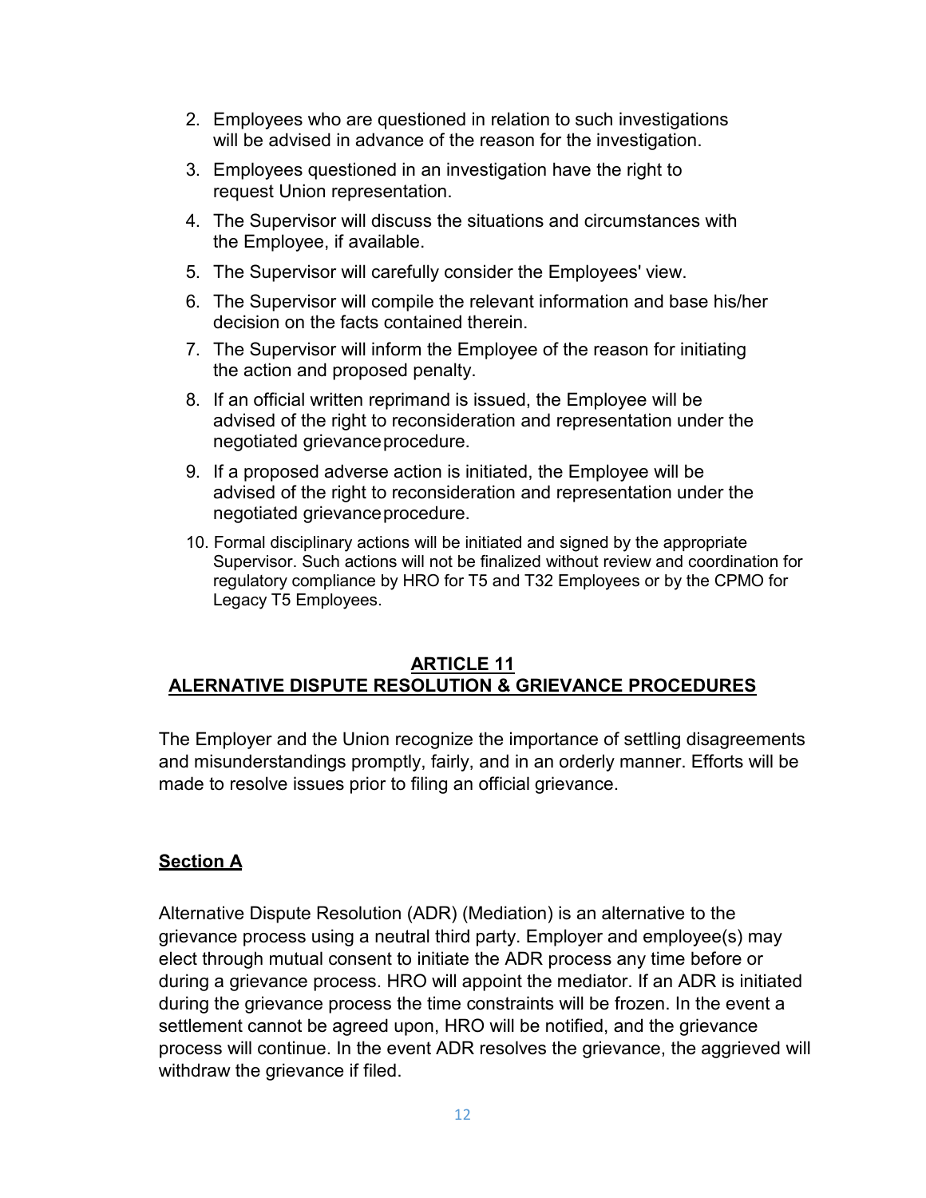2. Employees who are questioned in relation to such investigations will be advised in advance of the reason for the investigation.
3. Employees questioned in an investigation have the right to request Union representation.
4. The Supervisor will discuss the situations and circumstances with the Employee, if available.
5. The Supervisor will carefully consider the Employees' view.
6. The Supervisor will compile the relevant information and base his/her decision on the facts contained therein.
7. The Supervisor will inform the Employee of the reason for initiating the action and proposed penalty.
8. If an official written reprimand is issued, the Employee will be advised of the right to reconsideration and representation under the negotiated grievance procedure.
9. If a proposed adverse action is initiated, the Employee will be advised of the right to reconsideration and representation under the negotiated grievance procedure.
10. Formal disciplinary actions will be initiated and signed by the appropriate Supervisor. Such actions will not be finalized without review and coordination for regulatory compliance by HRO for T5 and T32 Employees or by the CPMO for Legacy T5 Employees.

## ARTICLE 11
## ALERNATIVE DISPUTE RESOLUTION & GRIEVANCE PROCEDURES

The Employer and the Union recognize the importance of settling disagreements and misunderstandings promptly, fairly, and in an orderly manner. Efforts will be made to resolve issues prior to filing an official grievance.

### Section A

Alternative Dispute Resolution (ADR) (Mediation) is an alternative to the grievance process using a neutral third party. Employer and employee(s) may elect through mutual consent to initiate the ADR process any time before or during a grievance process. HRO will appoint the mediator. If an ADR is initiated during the grievance process the time constraints will be frozen. In the event a settlement cannot be agreed upon, HRO will be notified, and the grievance process will continue. In the event ADR resolves the grievance, the aggrieved will withdraw the grievance if filed.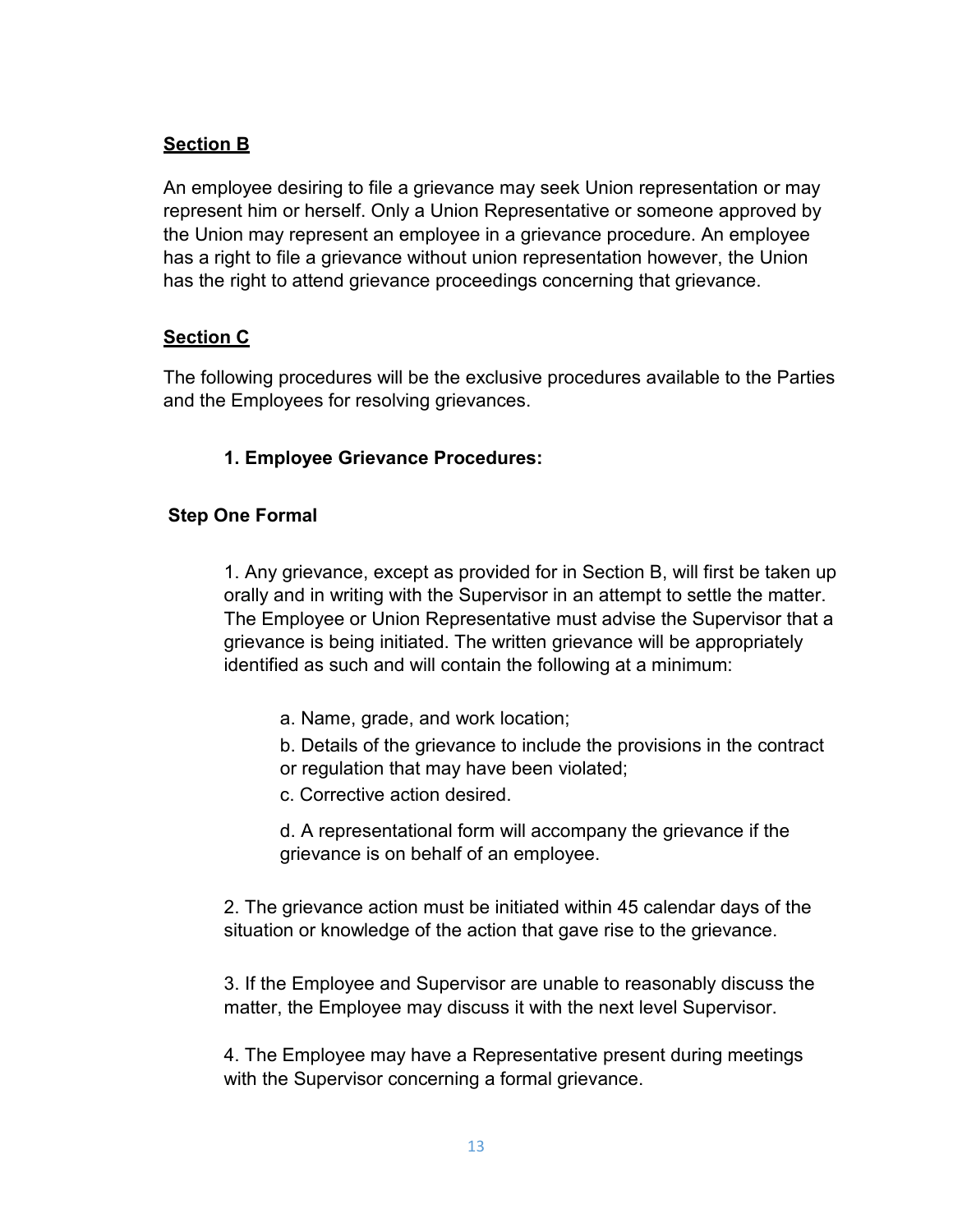**Section B**

An employee desiring to file a grievance may seek Union representation or may represent him or herself. Only a Union Representative or someone approved by the Union may represent an employee in a grievance procedure. An employee has a right to file a grievance without union representation however, the Union has the right to attend grievance proceedings concerning that grievance.

**Section C**

The following procedures will be the exclusive procedures available to the Parties and the Employees for resolving grievances.

**1. Employee Grievance Procedures:**

**Step One Formal**

1. Any grievance, except as provided for in Section B, will first be taken up orally and in writing with the Supervisor in an attempt to settle the matter. The Employee or Union Representative must advise the Supervisor that a grievance is being initiated. The written grievance will be appropriately identified as such and will contain the following at a minimum:

   a. Name, grade, and work location;

   b. Details of the grievance to include the provisions in the contract or regulation that may have been violated;

   c. Corrective action desired.

   d. A representational form will accompany the grievance if the grievance is on behalf of an employee.

2. The grievance action must be initiated within 45 calendar days of the situation or knowledge of the action that gave rise to the grievance.

3. If the Employee and Supervisor are unable to reasonably discuss the matter, the Employee may discuss it with the next level Supervisor.

4. The Employee may have a Representative present during meetings with the Supervisor concerning a formal grievance.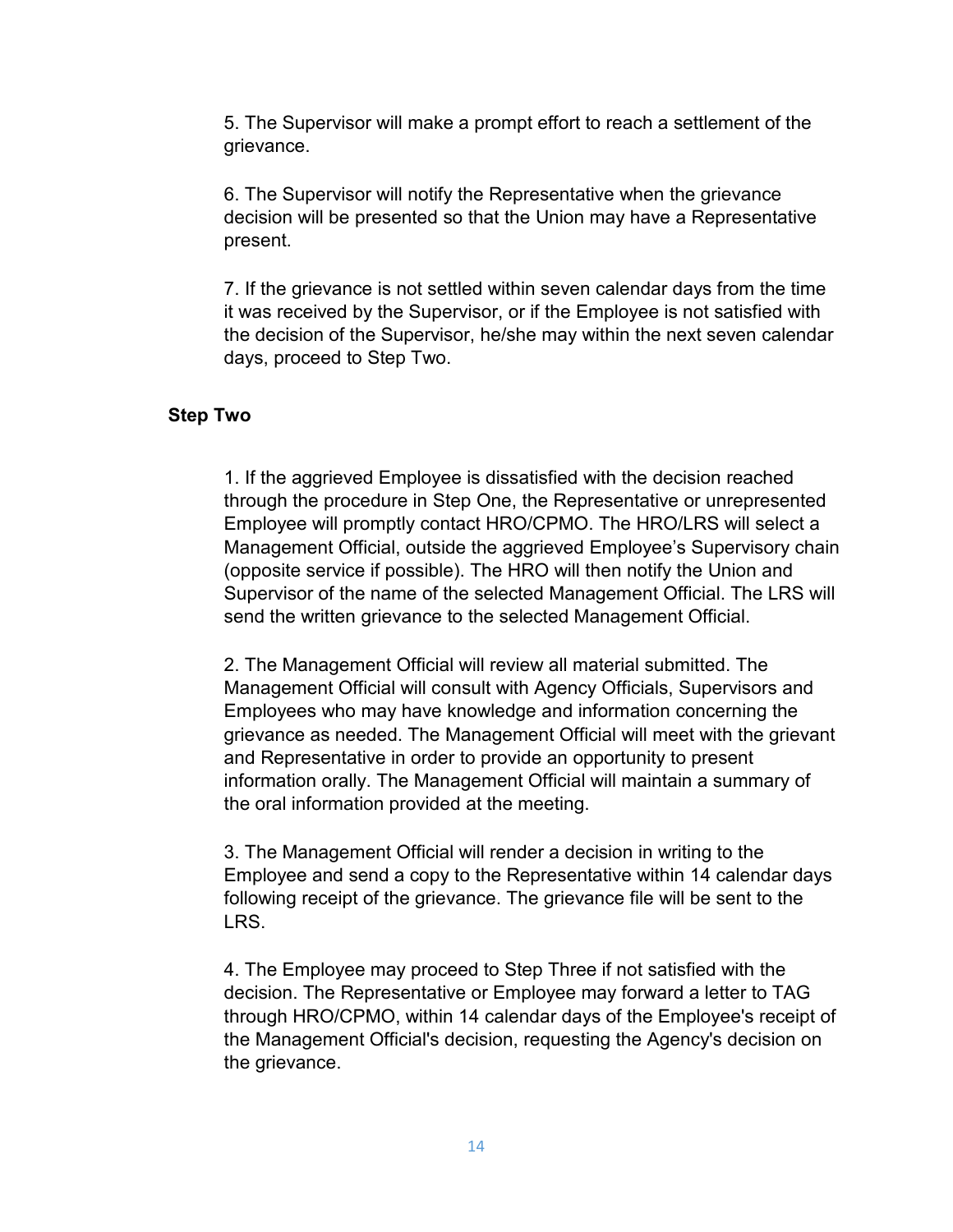5. The Supervisor will make a prompt effort to reach a settlement of the grievance.

6. The Supervisor will notify the Representative when the grievance decision will be presented so that the Union may have a Representative present.

7. If the grievance is not settled within seven calendar days from the time it was received by the Supervisor, or if the Employee is not satisfied with the decision of the Supervisor, he/she may within the next seven calendar days, proceed to Step Two.

**Step Two**

1. If the aggrieved Employee is dissatisfied with the decision reached through the procedure in Step One, the Representative or unrepresented Employee will promptly contact HRO/CPMO. The HRO/LRS will select a Management Official, outside the aggrieved Employee's Supervisory chain (opposite service if possible). The HRO will then notify the Union and Supervisor of the name of the selected Management Official. The LRS will send the written grievance to the selected Management Official.

2. The Management Official will review all material submitted. The Management Official will consult with Agency Officials, Supervisors and Employees who may have knowledge and information concerning the grievance as needed. The Management Official will meet with the grievant and Representative in order to provide an opportunity to present information orally. The Management Official will maintain a summary of the oral information provided at the meeting.

3. The Management Official will render a decision in writing to the Employee and send a copy to the Representative within 14 calendar days following receipt of the grievance. The grievance file will be sent to the LRS.

4. The Employee may proceed to Step Three if not satisfied with the decision. The Representative or Employee may forward a letter to TAG through HRO/CPMO, within 14 calendar days of the Employee's receipt of the Management Official's decision, requesting the Agency's decision on the grievance.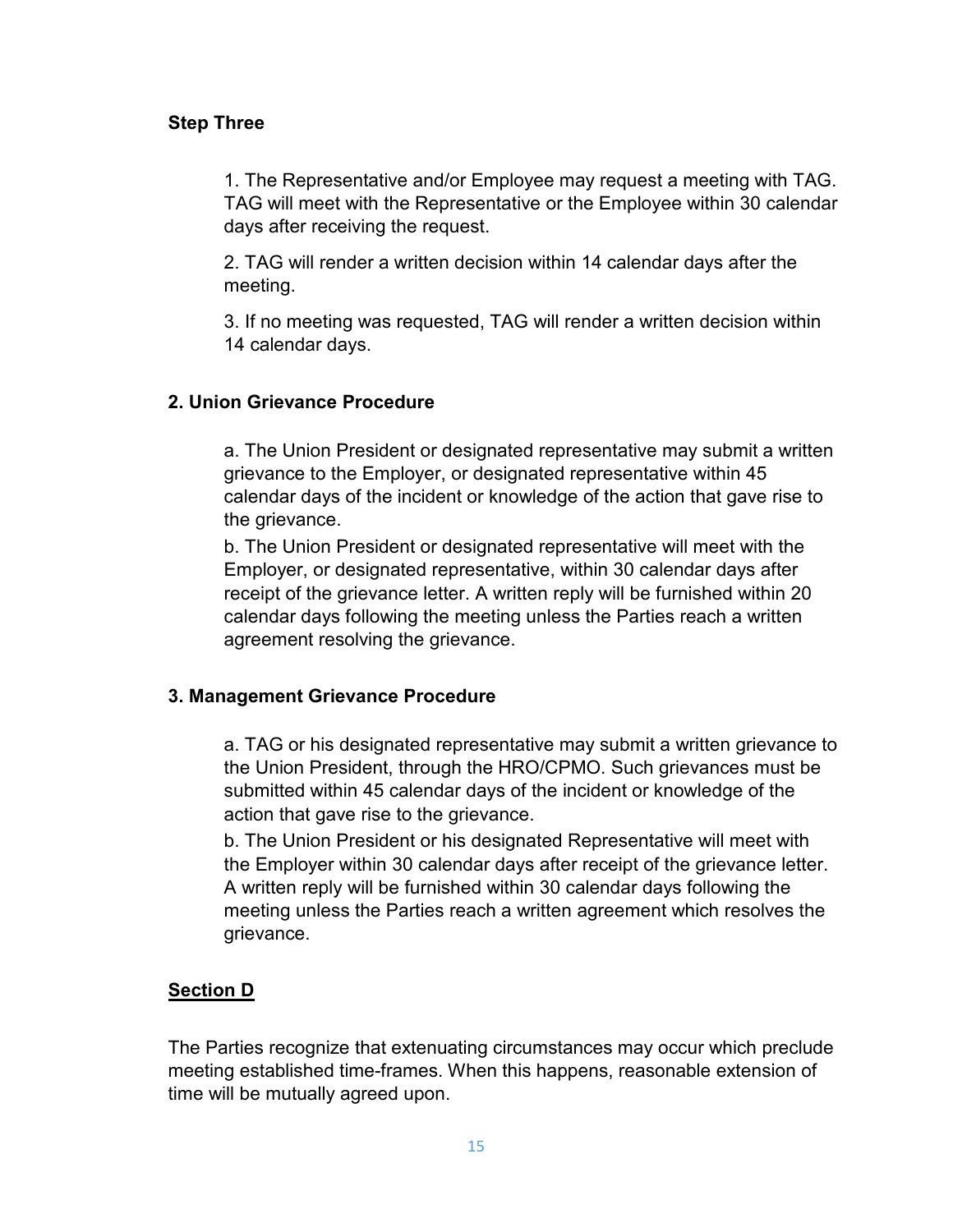**Step Three**

1. The Representative and/or Employee may request a meeting with TAG. TAG will meet with the Representative or the Employee within 30 calendar days after receiving the request.

2. TAG will render a written decision within 14 calendar days after the meeting.

3. If no meeting was requested, TAG will render a written decision within 14 calendar days.

**2. Union Grievance Procedure**

a. The Union President or designated representative may submit a written grievance to the Employer, or designated representative within 45 calendar days of the incident or knowledge of the action that gave rise to the grievance.
b. The Union President or designated representative will meet with the Employer, or designated representative, within 30 calendar days after receipt of the grievance letter. A written reply will be furnished within 20 calendar days following the meeting unless the Parties reach a written agreement resolving the grievance.

**3. Management Grievance Procedure**

a. TAG or his designated representative may submit a written grievance to the Union President, through the HRO/CPMO. Such grievances must be submitted within 45 calendar days of the incident or knowledge of the action that gave rise to the grievance.
b. The Union President or his designated Representative will meet with the Employer within 30 calendar days after receipt of the grievance letter. A written reply will be furnished within 30 calendar days following the meeting unless the Parties reach a written agreement which resolves the grievance.

**Section D**

The Parties recognize that extenuating circumstances may occur which preclude meeting established time-frames. When this happens, reasonable extension of time will be mutually agreed upon.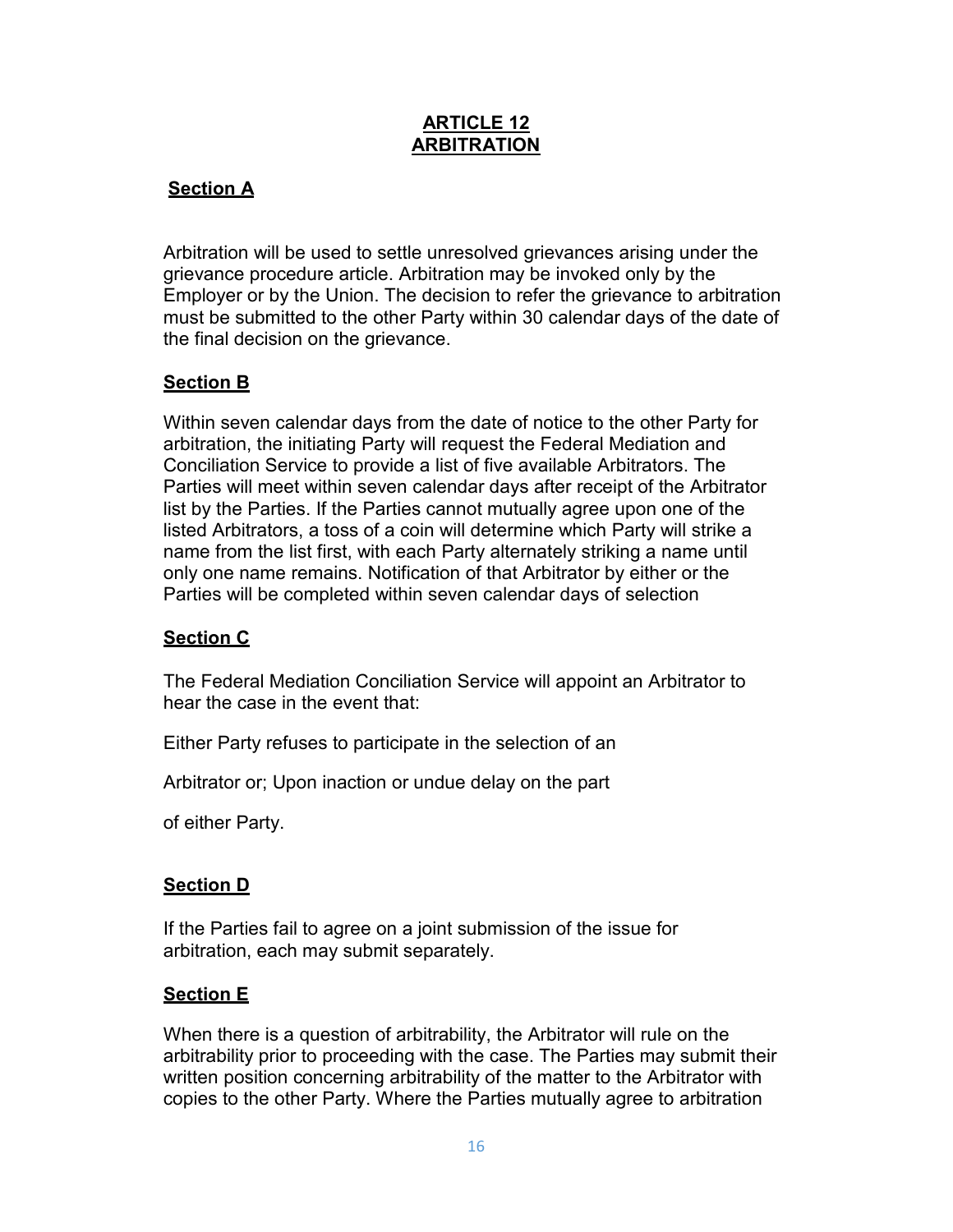## ARTICLE 12
## ARBITRATION

### Section A

Arbitration will be used to settle unresolved grievances arising under the grievance procedure article. Arbitration may be invoked only by the Employer or by the Union. The decision to refer the grievance to arbitration must be submitted to the other Party within 30 calendar days of the date of the final decision on the grievance.

### Section B

Within seven calendar days from the date of notice to the other Party for arbitration, the initiating Party will request the Federal Mediation and Conciliation Service to provide a list of five available Arbitrators. The Parties will meet within seven calendar days after receipt of the Arbitrator list by the Parties. If the Parties cannot mutually agree upon one of the listed Arbitrators, a toss of a coin will determine which Party will strike a name from the list first, with each Party alternately striking a name until only one name remains. Notification of that Arbitrator by either or the Parties will be completed within seven calendar days of selection

### Section C

The Federal Mediation Conciliation Service will appoint an Arbitrator to hear the case in the event that:

Either Party refuses to participate in the selection of an

Arbitrator or; Upon inaction or undue delay on the part

of either Party.

### Section D

If the Parties fail to agree on a joint submission of the issue for arbitration, each may submit separately.

### Section E

When there is a question of arbitrability, the Arbitrator will rule on the arbitrability prior to proceeding with the case. The Parties may submit their written position concerning arbitrability of the matter to the Arbitrator with copies to the other Party. Where the Parties mutually agree to arbitration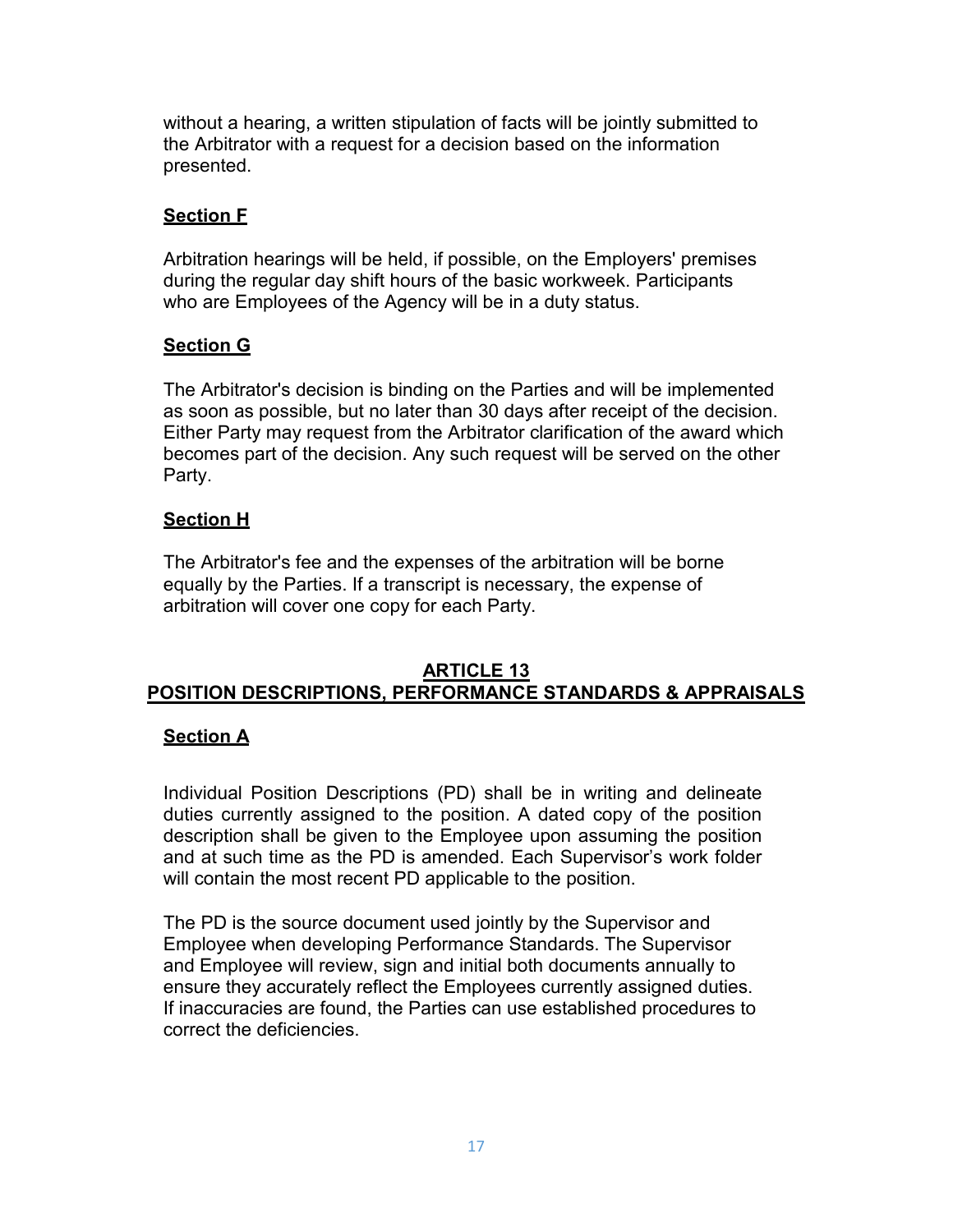without a hearing, a written stipulation of facts will be jointly submitted to the Arbitrator with a request for a decision based on the information presented.

### Section F

Arbitration hearings will be held, if possible, on the Employers' premises during the regular day shift hours of the basic workweek. Participants who are Employees of the Agency will be in a duty status.

### Section G

The Arbitrator's decision is binding on the Parties and will be implemented as soon as possible, but no later than 30 days after receipt of the decision. Either Party may request from the Arbitrator clarification of the award which becomes part of the decision. Any such request will be served on the other Party.

### Section H

The Arbitrator's fee and the expenses of the arbitration will be borne equally by the Parties. If a transcript is necessary, the expense of arbitration will cover one copy for each Party.

## ARTICLE 13
## POSITION DESCRIPTIONS, PERFORMANCE STANDARDS & APPRAISALS

### Section A

Individual Position Descriptions (PD) shall be in writing and delineate duties currently assigned to the position. A dated copy of the position description shall be given to the Employee upon assuming the position and at such time as the PD is amended. Each Supervisor's work folder will contain the most recent PD applicable to the position.

The PD is the source document used jointly by the Supervisor and Employee when developing Performance Standards. The Supervisor and Employee will review, sign and initial both documents annually to ensure they accurately reflect the Employees currently assigned duties. If inaccuracies are found, the Parties can use established procedures to correct the deficiencies.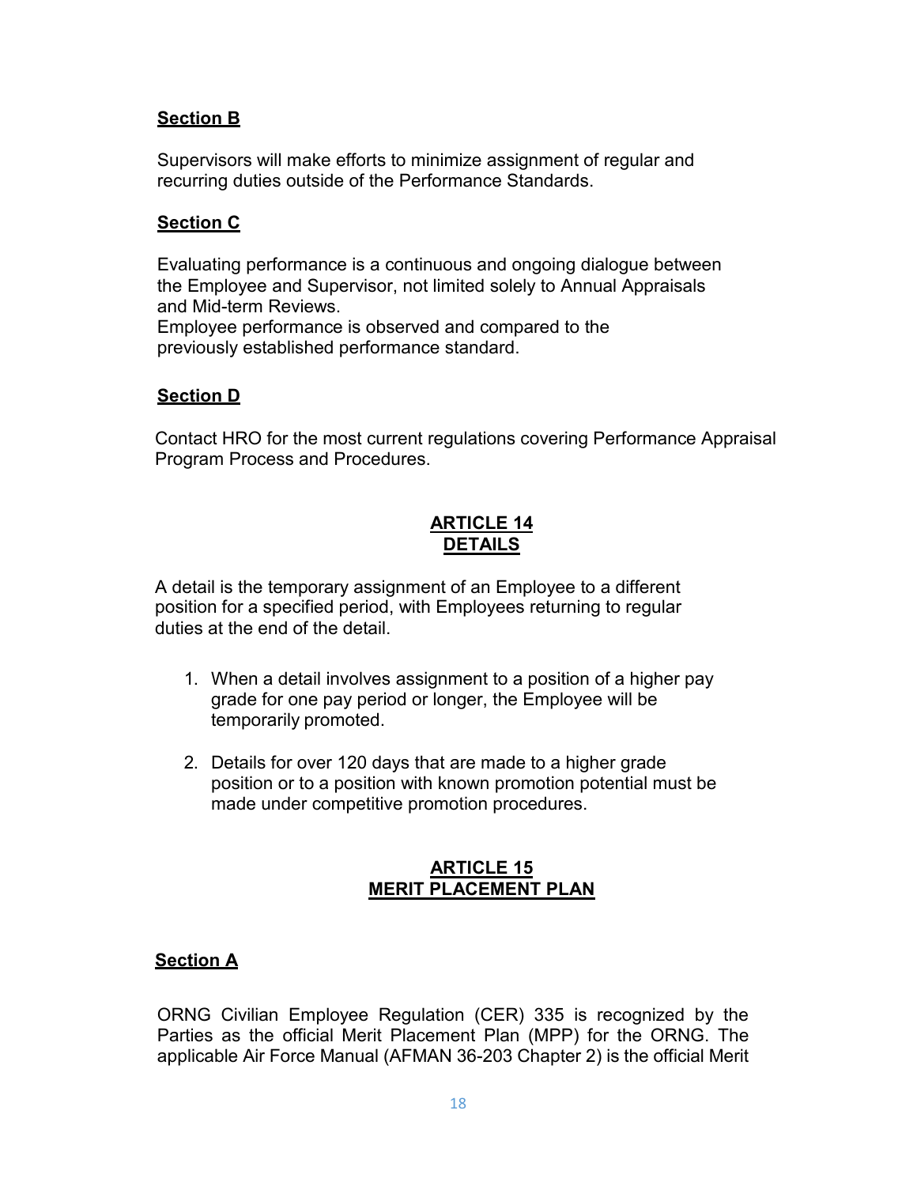**Section B**

Supervisors will make efforts to minimize assignment of regular and recurring duties outside of the Performance Standards.

**Section C**

Evaluating performance is a continuous and ongoing dialogue between the Employee and Supervisor, not limited solely to Annual Appraisals and Mid-term Reviews.
Employee performance is observed and compared to the previously established performance standard.

**Section D**

Contact HRO for the most current regulations covering Performance Appraisal Program Process and Procedures.

## ARTICLE 14
## DETAILS

A detail is the temporary assignment of an Employee to a different position for a specified period, with Employees returning to regular duties at the end of the detail.

1. When a detail involves assignment to a position of a higher pay grade for one pay period or longer, the Employee will be temporarily promoted.

2. Details for over 120 days that are made to a higher grade position or to a position with known promotion potential must be made under competitive promotion procedures.

## ARTICLE 15
## MERIT PLACEMENT PLAN

**Section A**

ORNG Civilian Employee Regulation (CER) 335 is recognized by the Parties as the official Merit Placement Plan (MPP) for the ORNG. The applicable Air Force Manual (AFMAN 36-203 Chapter 2) is the official Merit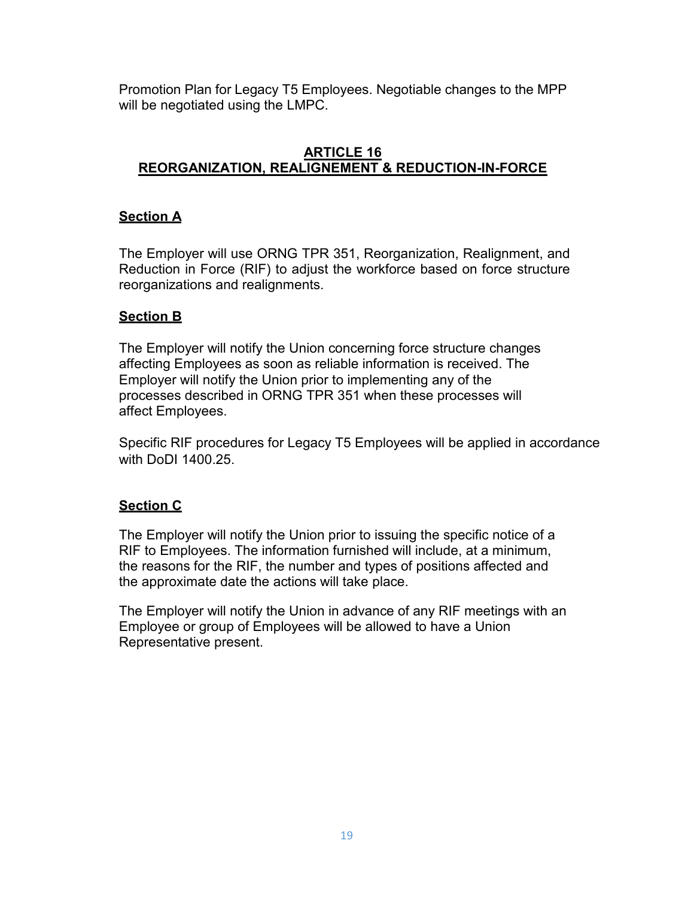Promotion Plan for Legacy T5 Employees. Negotiable changes to the MPP will be negotiated using the LMPC.

## ARTICLE 16
## REORGANIZATION, REALIGNEMENT & REDUCTION-IN-FORCE

### Section A

The Employer will use ORNG TPR 351, Reorganization, Realignment, and Reduction in Force (RIF) to adjust the workforce based on force structure reorganizations and realignments.

### Section B

The Employer will notify the Union concerning force structure changes affecting Employees as soon as reliable information is received. The Employer will notify the Union prior to implementing any of the processes described in ORNG TPR 351 when these processes will affect Employees.

Specific RIF procedures for Legacy T5 Employees will be applied in accordance with DoDI 1400.25.

### Section C

The Employer will notify the Union prior to issuing the specific notice of a RIF to Employees. The information furnished will include, at a minimum, the reasons for the RIF, the number and types of positions affected and the approximate date the actions will take place.

The Employer will notify the Union in advance of any RIF meetings with an Employee or group of Employees will be allowed to have a Union Representative present.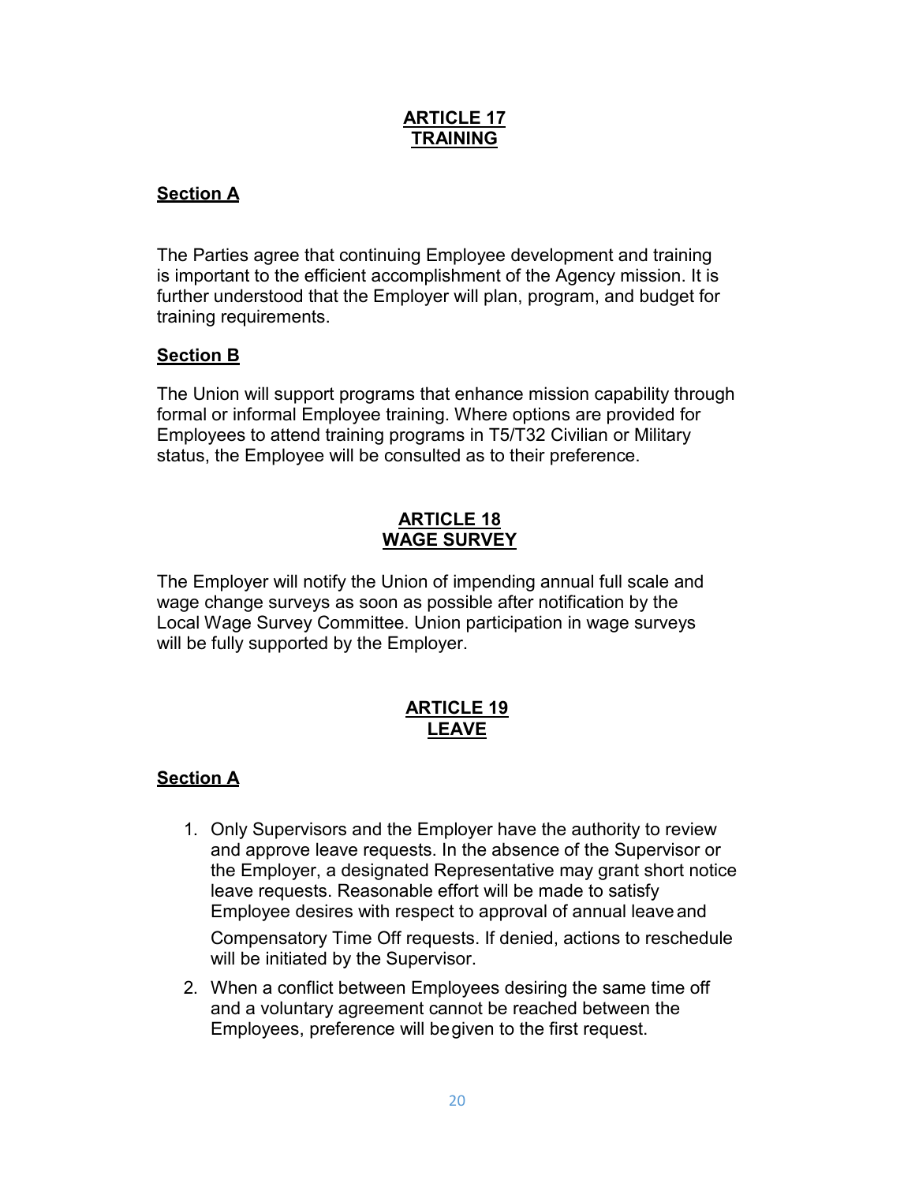## ARTICLE 17
## TRAINING

### Section A

The Parties agree that continuing Employee development and training is important to the efficient accomplishment of the Agency mission. It is further understood that the Employer will plan, program, and budget for training requirements.

### Section B

The Union will support programs that enhance mission capability through formal or informal Employee training. Where options are provided for Employees to attend training programs in T5/T32 Civilian or Military status, the Employee will be consulted as to their preference.

## ARTICLE 18
## WAGE SURVEY

The Employer will notify the Union of impending annual full scale and wage change surveys as soon as possible after notification by the Local Wage Survey Committee. Union participation in wage surveys will be fully supported by the Employer.

## ARTICLE 19
## LEAVE

### Section A

1. Only Supervisors and the Employer have the authority to review and approve leave requests. In the absence of the Supervisor or the Employer, a designated Representative may grant short notice leave requests. Reasonable effort will be made to satisfy Employee desires with respect to approval of annual leave and Compensatory Time Off requests. If denied, actions to reschedule will be initiated by the Supervisor.
2. When a conflict between Employees desiring the same time off and a voluntary agreement cannot be reached between the Employees, preference will be given to the first request.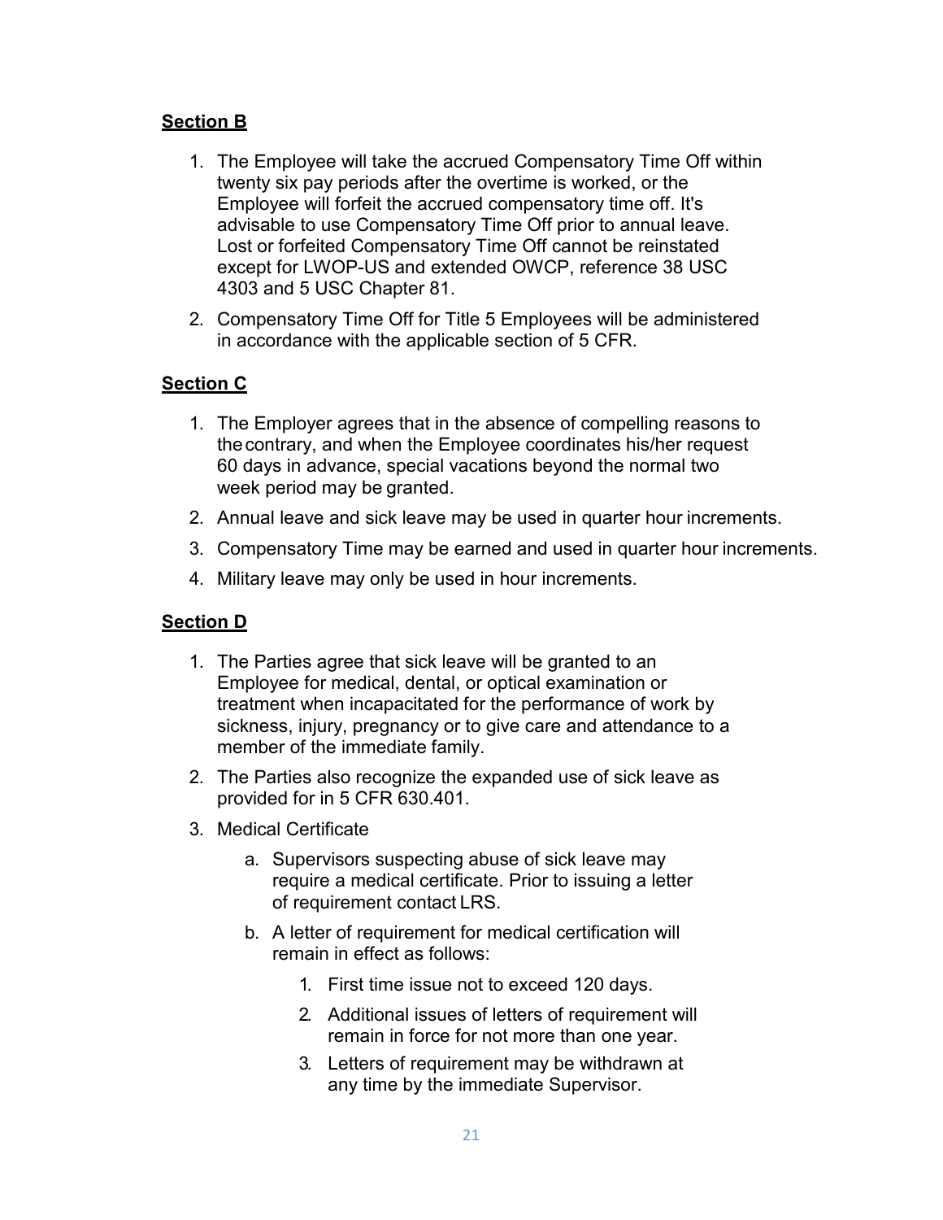**Section B**

1. The Employee will take the accrued Compensatory Time Off within twenty six pay periods after the overtime is worked, or the Employee will forfeit the accrued compensatory time off. It's advisable to use Compensatory Time Off prior to annual leave. Lost or forfeited Compensatory Time Off cannot be reinstated except for LWOP-US and extended OWCP, reference 38 USC 4303 and 5 USC Chapter 81.
2. Compensatory Time Off for Title 5 Employees will be administered in accordance with the applicable section of 5 CFR.

**Section C**

1. The Employer agrees that in the absence of compelling reasons to the contrary, and when the Employee coordinates his/her request 60 days in advance, special vacations beyond the normal two week period may be granted.
2. Annual leave and sick leave may be used in quarter hour increments.
3. Compensatory Time may be earned and used in quarter hour increments.
4. Military leave may only be used in hour increments.

**Section D**

1. The Parties agree that sick leave will be granted to an Employee for medical, dental, or optical examination or treatment when incapacitated for the performance of work by sickness, injury, pregnancy or to give care and attendance to a member of the immediate family.
2. The Parties also recognize the expanded use of sick leave as provided for in 5 CFR 630.401.
3. Medical Certificate
   a. Supervisors suspecting abuse of sick leave may require a medical certificate. Prior to issuing a letter of requirement contact LRS.
   b. A letter of requirement for medical certification will remain in effect as follows:
      1. First time issue not to exceed 120 days.
      2. Additional issues of letters of requirement will remain in force for not more than one year.
      3. Letters of requirement may be withdrawn at any time by the immediate Supervisor.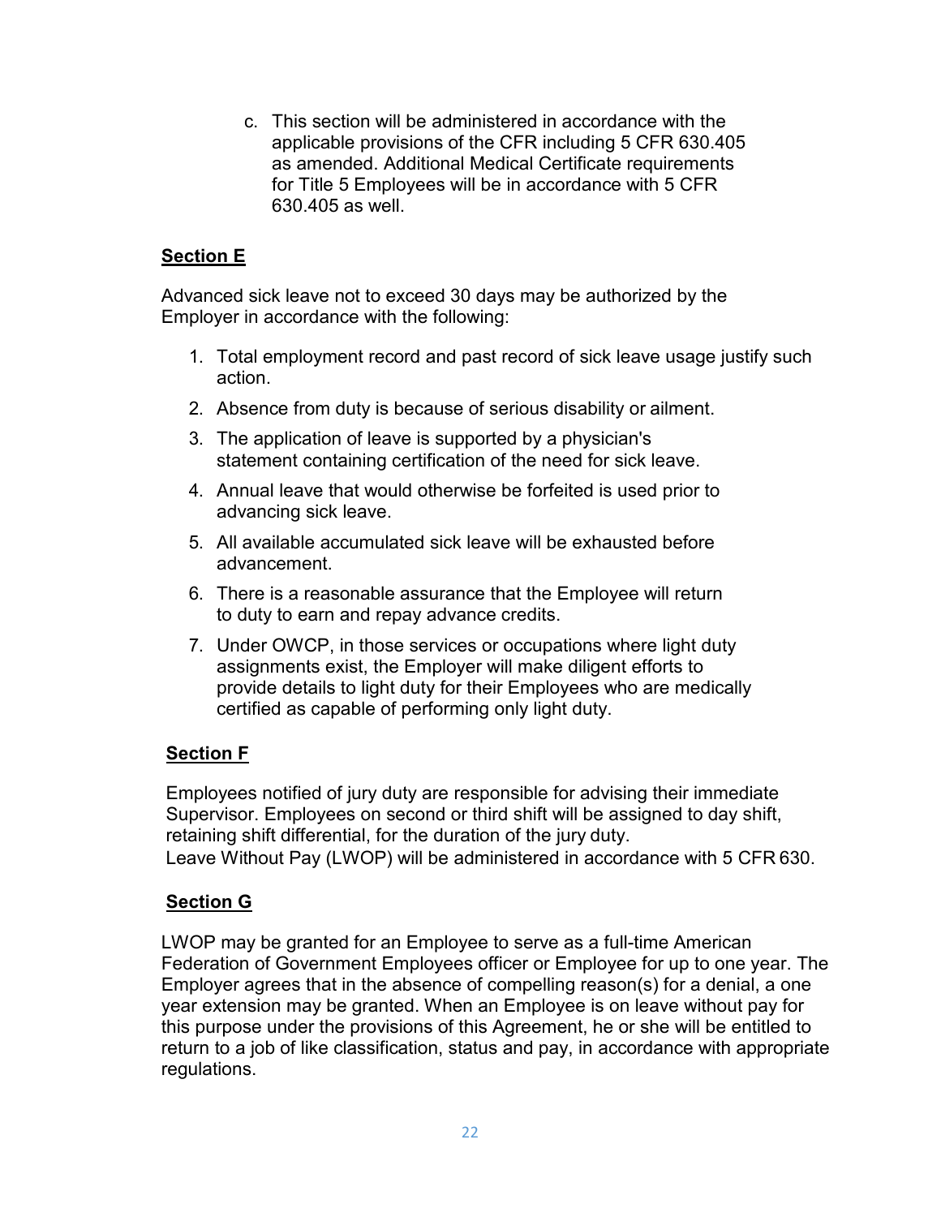c. This section will be administered in accordance with the applicable provisions of the CFR including 5 CFR 630.405 as amended. Additional Medical Certificate requirements for Title 5 Employees will be in accordance with 5 CFR 630.405 as well.

## Section E

Advanced sick leave not to exceed 30 days may be authorized by the Employer in accordance with the following:

1. Total employment record and past record of sick leave usage justify such action.
2. Absence from duty is because of serious disability or ailment.
3. The application of leave is supported by a physician's statement containing certification of the need for sick leave.
4. Annual leave that would otherwise be forfeited is used prior to advancing sick leave.
5. All available accumulated sick leave will be exhausted before advancement.
6. There is a reasonable assurance that the Employee will return to duty to earn and repay advance credits.
7. Under OWCP, in those services or occupations where light duty assignments exist, the Employer will make diligent efforts to provide details to light duty for their Employees who are medically certified as capable of performing only light duty.

## Section F

Employees notified of jury duty are responsible for advising their immediate Supervisor. Employees on second or third shift will be assigned to day shift, retaining shift differential, for the duration of the jury duty.
Leave Without Pay (LWOP) will be administered in accordance with 5 CFR 630.

## Section G

LWOP may be granted for an Employee to serve as a full-time American Federation of Government Employees officer or Employee for up to one year. The Employer agrees that in the absence of compelling reason(s) for a denial, a one year extension may be granted. When an Employee is on leave without pay for this purpose under the provisions of this Agreement, he or she will be entitled to return to a job of like classification, status and pay, in accordance with appropriate regulations.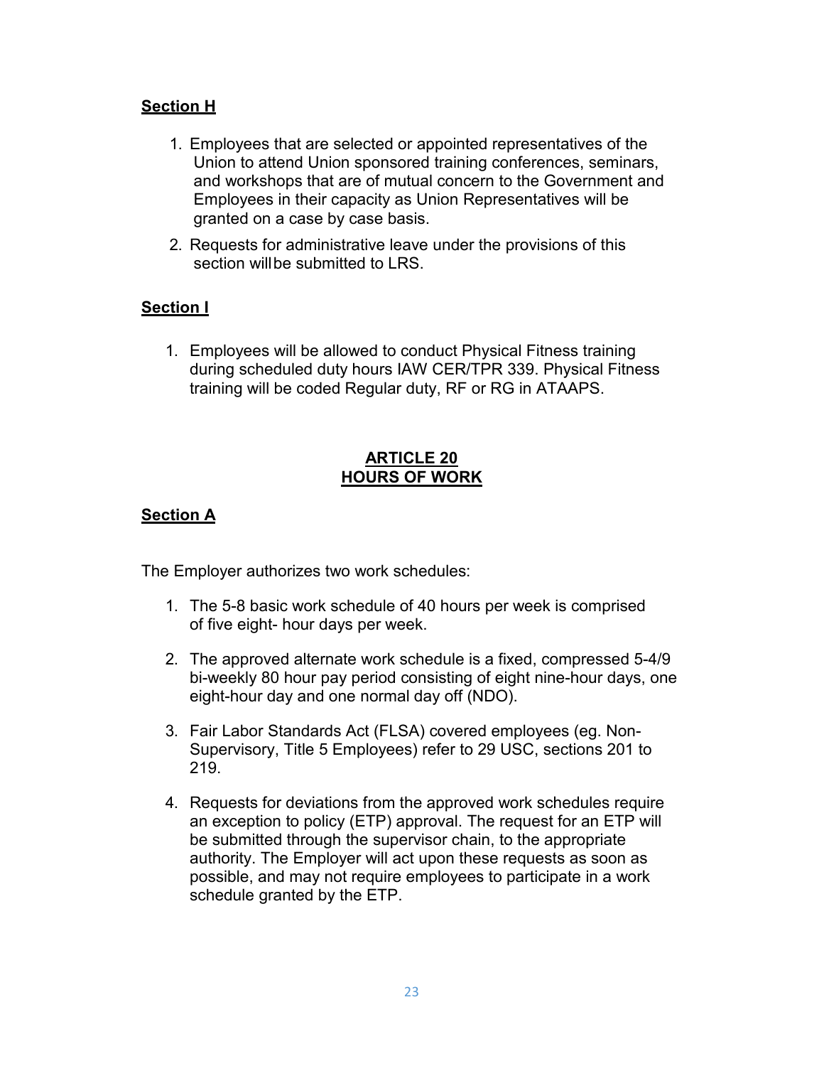**Section H**

1. Employees that are selected or appointed representatives of the Union to attend Union sponsored training conferences, seminars, and workshops that are of mutual concern to the Government and Employees in their capacity as Union Representatives will be granted on a case by case basis.
2. Requests for administrative leave under the provisions of this section willbe submitted to LRS.

**Section I**

1. Employees will be allowed to conduct Physical Fitness training during scheduled duty hours IAW CER/TPR 339. Physical Fitness training will be coded Regular duty, RF or RG in ATAAPS.

## ARTICLE 20
## HOURS OF WORK

**Section A**

The Employer authorizes two work schedules:

1. The 5-8 basic work schedule of 40 hours per week is comprised of five eight- hour days per week.
2. The approved alternate work schedule is a fixed, compressed 5-4/9 bi-weekly 80 hour pay period consisting of eight nine-hour days, one eight-hour day and one normal day off (NDO).
3. Fair Labor Standards Act (FLSA) covered employees (eg. Non-Supervisory, Title 5 Employees) refer to 29 USC, sections 201 to 219.
4. Requests for deviations from the approved work schedules require an exception to policy (ETP) approval. The request for an ETP will be submitted through the supervisor chain, to the appropriate authority. The Employer will act upon these requests as soon as possible, and may not require employees to participate in a work schedule granted by the ETP.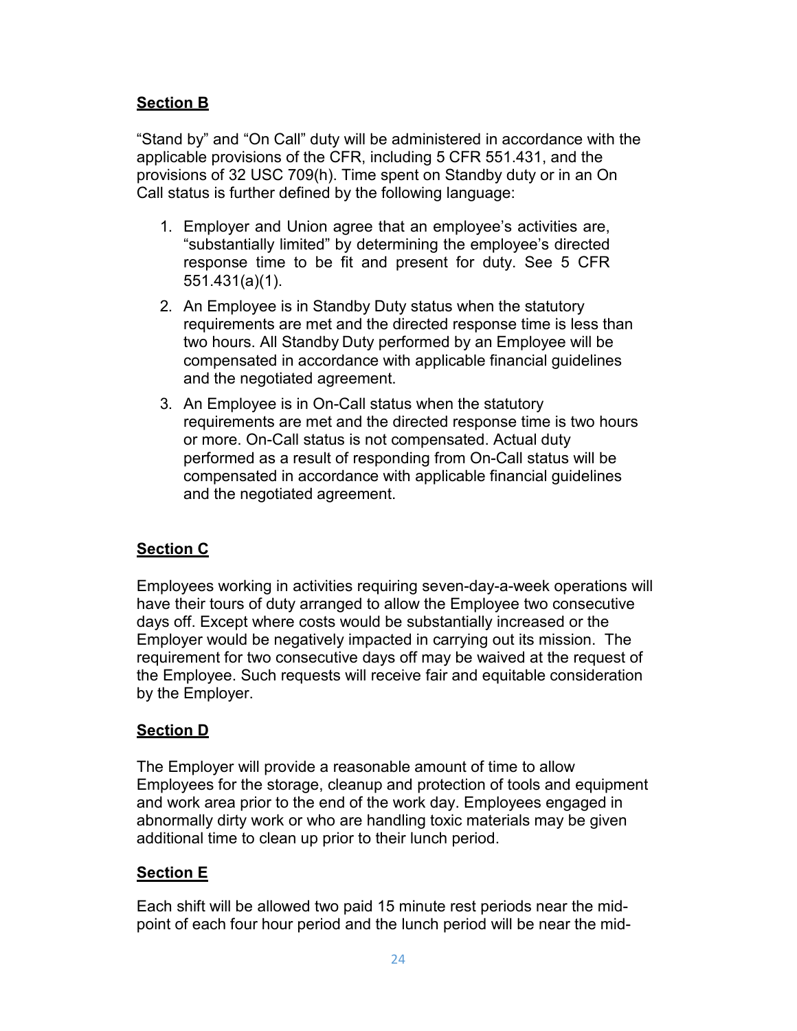**Section B**

“Stand by” and “On Call” duty will be administered in accordance with the applicable provisions of the CFR, including 5 CFR 551.431, and the provisions of 32 USC 709(h). Time spent on Standby duty or in an On Call status is further defined by the following language:

1. Employer and Union agree that an employee’s activities are, “substantially limited” by determining the employee’s directed response time to be fit and present for duty. See 5 CFR 551.431(a)(1).
2. An Employee is in Standby Duty status when the statutory requirements are met and the directed response time is less than two hours. All Standby Duty performed by an Employee will be compensated in accordance with applicable financial guidelines and the negotiated agreement.
3. An Employee is in On-Call status when the statutory requirements are met and the directed response time is two hours or more. On-Call status is not compensated. Actual duty performed as a result of responding from On-Call status will be compensated in accordance with applicable financial guidelines and the negotiated agreement.

**Section C**

Employees working in activities requiring seven-day-a-week operations will have their tours of duty arranged to allow the Employee two consecutive days off. Except where costs would be substantially increased or the Employer would be negatively impacted in carrying out its mission. The requirement for two consecutive days off may be waived at the request of the Employee. Such requests will receive fair and equitable consideration by the Employer.

**Section D**

The Employer will provide a reasonable amount of time to allow Employees for the storage, cleanup and protection of tools and equipment and work area prior to the end of the work day. Employees engaged in abnormally dirty work or who are handling toxic materials may be given additional time to clean up prior to their lunch period.

**Section E**

Each shift will be allowed two paid 15 minute rest periods near the mid-point of each four hour period and the lunch period will be near the mid-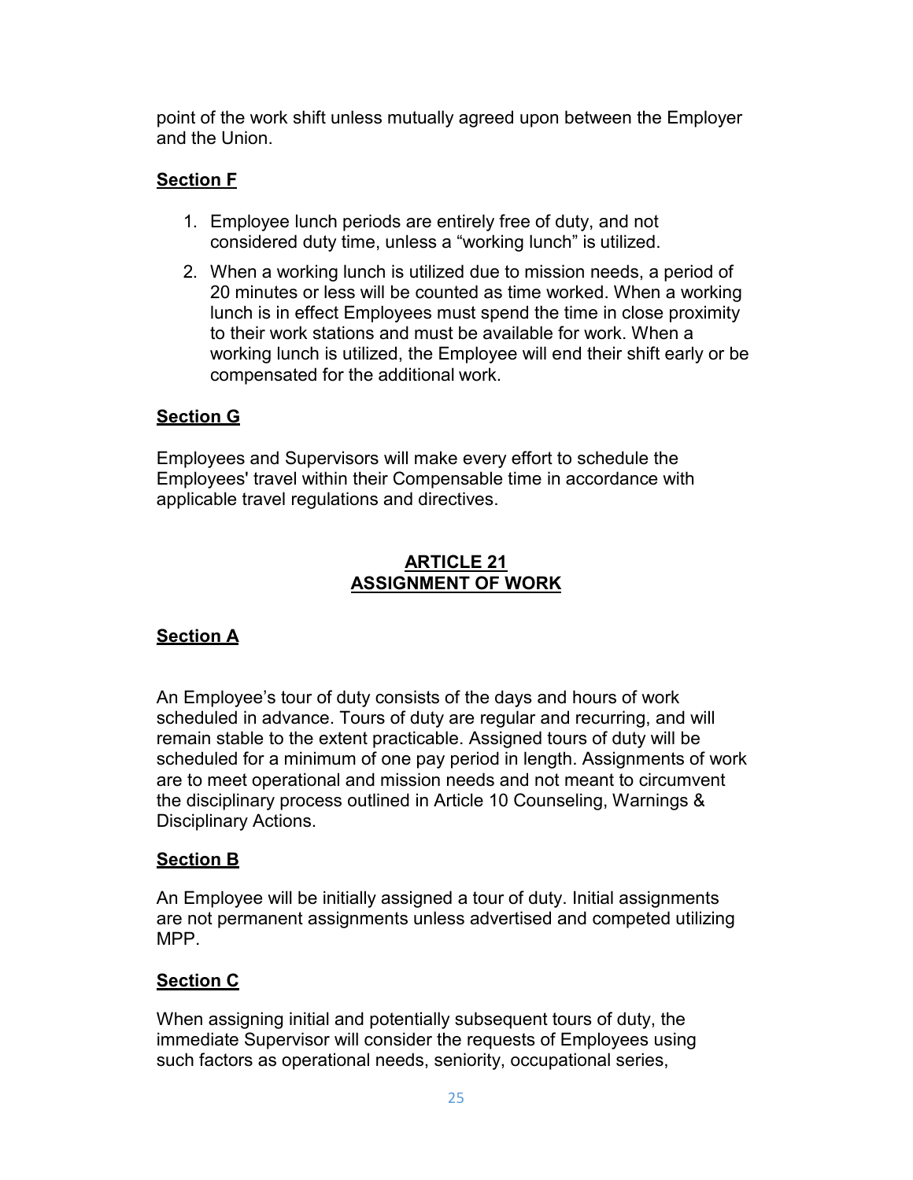point of the work shift unless mutually agreed upon between the Employer and the Union.

**Section F**

1. Employee lunch periods are entirely free of duty, and not considered duty time, unless a "working lunch" is utilized.
2. When a working lunch is utilized due to mission needs, a period of 20 minutes or less will be counted as time worked. When a working lunch is in effect Employees must spend the time in close proximity to their work stations and must be available for work. When a working lunch is utilized, the Employee will end their shift early or be compensated for the additional work.

**Section G**

Employees and Supervisors will make every effort to schedule the Employees' travel within their Compensable time in accordance with applicable travel regulations and directives.

## ARTICLE 21
## ASSIGNMENT OF WORK

**Section A**

An Employee's tour of duty consists of the days and hours of work scheduled in advance. Tours of duty are regular and recurring, and will remain stable to the extent practicable. Assigned tours of duty will be scheduled for a minimum of one pay period in length. Assignments of work are to meet operational and mission needs and not meant to circumvent the disciplinary process outlined in Article 10 Counseling, Warnings & Disciplinary Actions.

**Section B**

An Employee will be initially assigned a tour of duty. Initial assignments are not permanent assignments unless advertised and competed utilizing MPP.

**Section C**

When assigning initial and potentially subsequent tours of duty, the immediate Supervisor will consider the requests of Employees using such factors as operational needs, seniority, occupational series,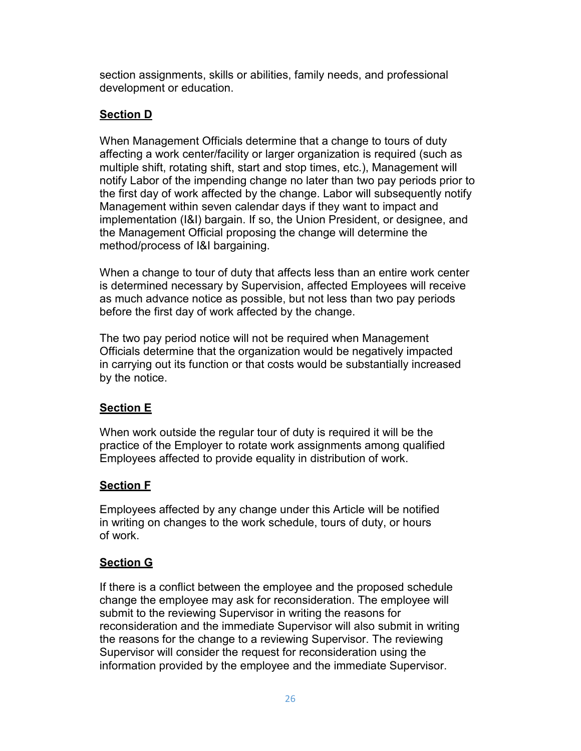section assignments, skills or abilities, family needs, and professional development or education.

## Section D

When Management Officials determine that a change to tours of duty affecting a work center/facility or larger organization is required (such as multiple shift, rotating shift, start and stop times, etc.), Management will notify Labor of the impending change no later than two pay periods prior to the first day of work affected by the change. Labor will subsequently notify Management within seven calendar days if they want to impact and implementation (I&I) bargain. If so, the Union President, or designee, and the Management Official proposing the change will determine the method/process of I&I bargaining.

When a change to tour of duty that affects less than an entire work center is determined necessary by Supervision, affected Employees will receive as much advance notice as possible, but not less than two pay periods before the first day of work affected by the change.

The two pay period notice will not be required when Management Officials determine that the organization would be negatively impacted in carrying out its function or that costs would be substantially increased by the notice.

## Section E

When work outside the regular tour of duty is required it will be the practice of the Employer to rotate work assignments among qualified Employees affected to provide equality in distribution of work.

## Section F

Employees affected by any change under this Article will be notified in writing on changes to the work schedule, tours of duty, or hours of work.

## Section G

If there is a conflict between the employee and the proposed schedule change the employee may ask for reconsideration. The employee will submit to the reviewing Supervisor in writing the reasons for reconsideration and the immediate Supervisor will also submit in writing the reasons for the change to a reviewing Supervisor. The reviewing Supervisor will consider the request for reconsideration using the information provided by the employee and the immediate Supervisor.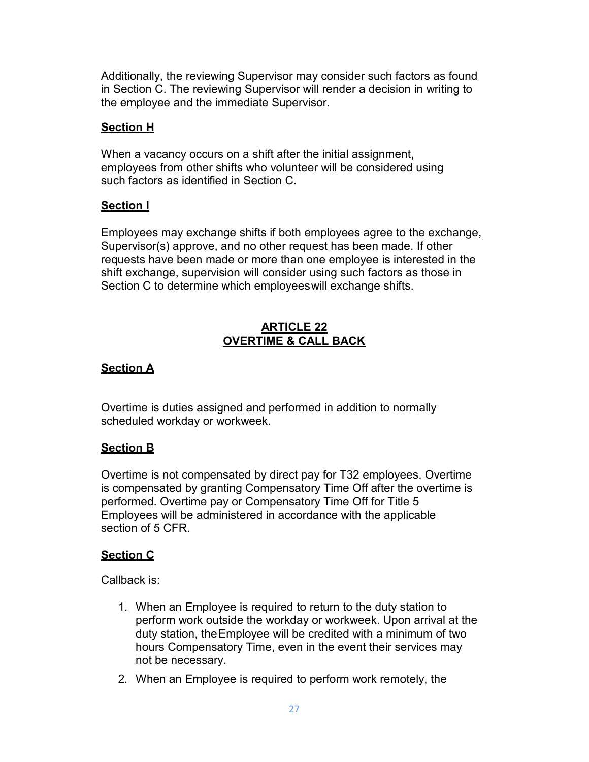Additionally, the reviewing Supervisor may consider such factors as found in Section C. The reviewing Supervisor will render a decision in writing to the employee and the immediate Supervisor.

### Section H

When a vacancy occurs on a shift after the initial assignment, employees from other shifts who volunteer will be considered using such factors as identified in Section C.

### Section I

Employees may exchange shifts if both employees agree to the exchange, Supervisor(s) approve, and no other request has been made. If other requests have been made or more than one employee is interested in the shift exchange, supervision will consider using such factors as those in Section C to determine which employees will exchange shifts.

## ARTICLE 22
## OVERTIME & CALL BACK

### Section A

Overtime is duties assigned and performed in addition to normally scheduled workday or workweek.

### Section B

Overtime is not compensated by direct pay for T32 employees. Overtime is compensated by granting Compensatory Time Off after the overtime is performed. Overtime pay or Compensatory Time Off for Title 5 Employees will be administered in accordance with the applicable section of 5 CFR.

### Section C

Callback is:

1. When an Employee is required to return to the duty station to perform work outside the workday or workweek. Upon arrival at the duty station, the Employee will be credited with a minimum of two hours Compensatory Time, even in the event their services may not be necessary.
2. When an Employee is required to perform work remotely, the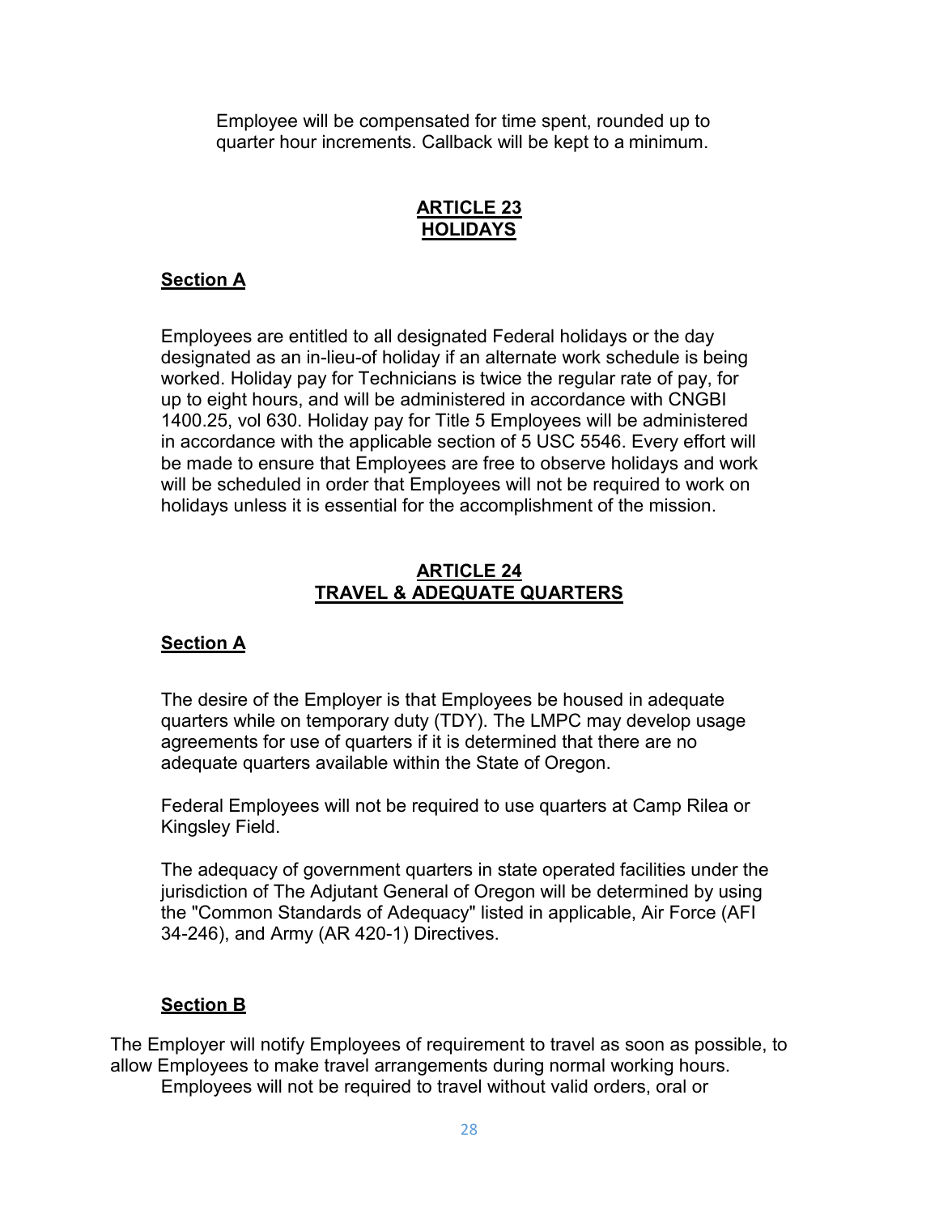Employee will be compensated for time spent, rounded up to quarter hour increments. Callback will be kept to a minimum.

## ARTICLE 23
## HOLIDAYS

### Section A

Employees are entitled to all designated Federal holidays or the day designated as an in-lieu-of holiday if an alternate work schedule is being worked. Holiday pay for Technicians is twice the regular rate of pay, for up to eight hours, and will be administered in accordance with CNGBI 1400.25, vol 630. Holiday pay for Title 5 Employees will be administered in accordance with the applicable section of 5 USC 5546. Every effort will be made to ensure that Employees are free to observe holidays and work will be scheduled in order that Employees will not be required to work on holidays unless it is essential for the accomplishment of the mission.

## ARTICLE 24
## TRAVEL & ADEQUATE QUARTERS

### Section A

The desire of the Employer is that Employees be housed in adequate quarters while on temporary duty (TDY). The LMPC may develop usage agreements for use of quarters if it is determined that there are no adequate quarters available within the State of Oregon.

Federal Employees will not be required to use quarters at Camp Rilea or Kingsley Field.

The adequacy of government quarters in state operated facilities under the jurisdiction of The Adjutant General of Oregon will be determined by using the "Common Standards of Adequacy" listed in applicable, Air Force (AFI 34-246), and Army (AR 420-1) Directives.

### Section B

The Employer will notify Employees of requirement to travel as soon as possible, to allow Employees to make travel arrangements during normal working hours.

Employees will not be required to travel without valid orders, oral or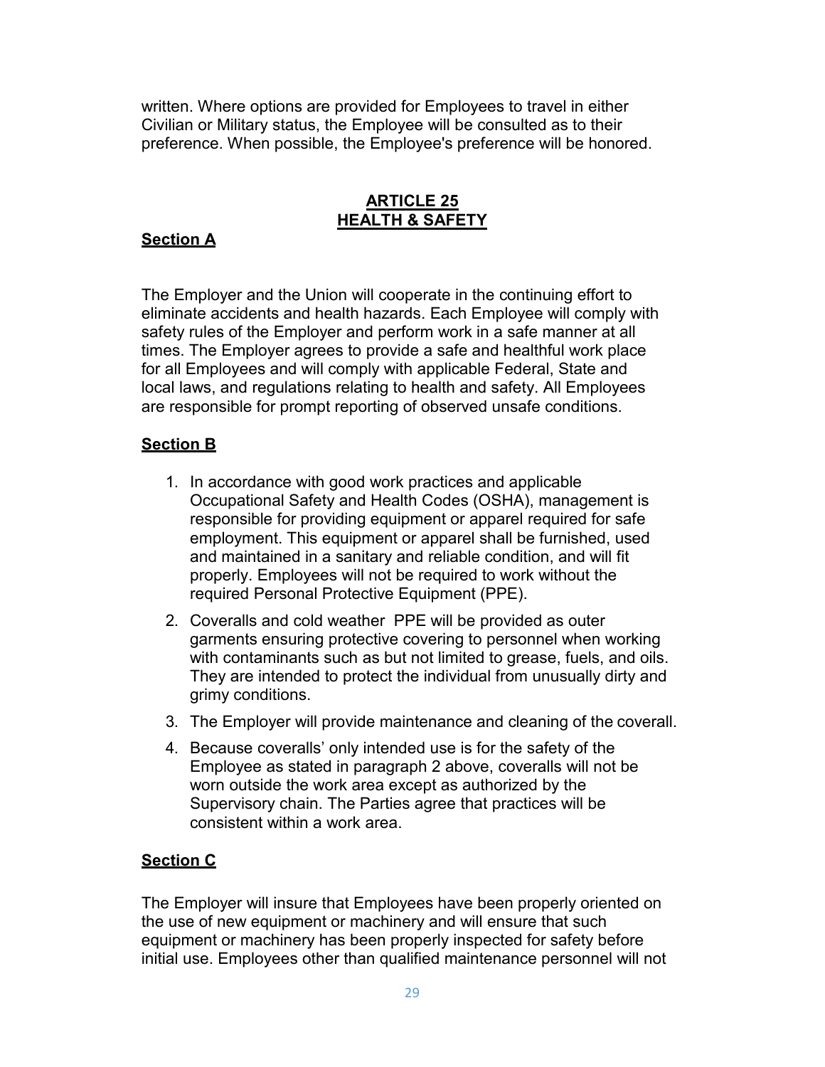written. Where options are provided for Employees to travel in either Civilian or Military status, the Employee will be consulted as to their preference. When possible, the Employee's preference will be honored.

## ARTICLE 25
## HEALTH & SAFETY

### Section A

The Employer and the Union will cooperate in the continuing effort to eliminate accidents and health hazards. Each Employee will comply with safety rules of the Employer and perform work in a safe manner at all times. The Employer agrees to provide a safe and healthful work place for all Employees and will comply with applicable Federal, State and local laws, and regulations relating to health and safety. All Employees are responsible for prompt reporting of observed unsafe conditions.

### Section B

1. In accordance with good work practices and applicable Occupational Safety and Health Codes (OSHA), management is responsible for providing equipment or apparel required for safe employment. This equipment or apparel shall be furnished, used and maintained in a sanitary and reliable condition, and will fit properly. Employees will not be required to work without the required Personal Protective Equipment (PPE).
2. Coveralls and cold weather PPE will be provided as outer garments ensuring protective covering to personnel when working with contaminants such as but not limited to grease, fuels, and oils. They are intended to protect the individual from unusually dirty and grimy conditions.
3. The Employer will provide maintenance and cleaning of the coverall.
4. Because coveralls' only intended use is for the safety of the Employee as stated in paragraph 2 above, coveralls will not be worn outside the work area except as authorized by the Supervisory chain. The Parties agree that practices will be consistent within a work area.

### Section C

The Employer will insure that Employees have been properly oriented on the use of new equipment or machinery and will ensure that such equipment or machinery has been properly inspected for safety before initial use. Employees other than qualified maintenance personnel will not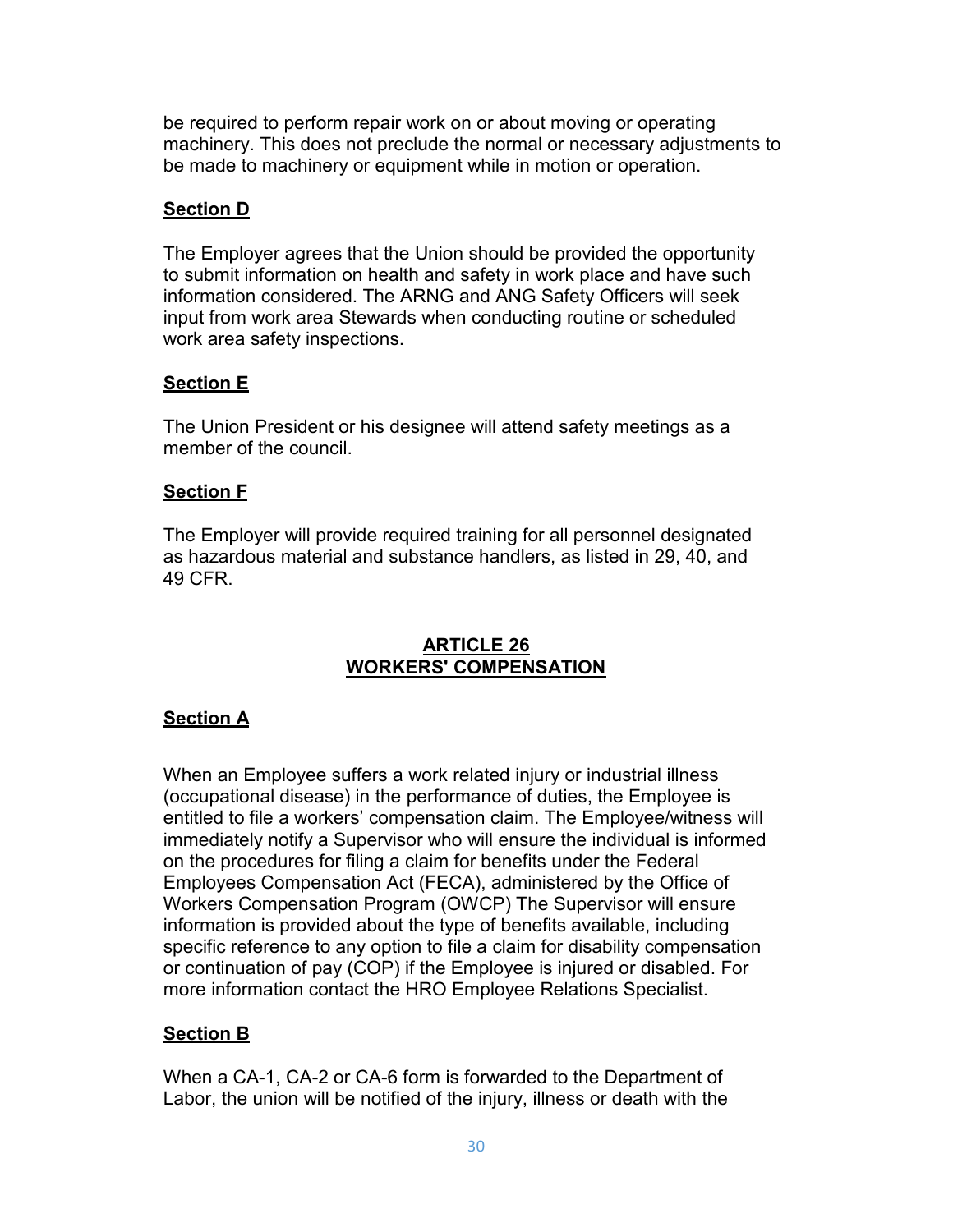be required to perform repair work on or about moving or operating machinery. This does not preclude the normal or necessary adjustments to be made to machinery or equipment while in motion or operation.

### Section D

The Employer agrees that the Union should be provided the opportunity to submit information on health and safety in work place and have such information considered. The ARNG and ANG Safety Officers will seek input from work area Stewards when conducting routine or scheduled work area safety inspections.

### Section E

The Union President or his designee will attend safety meetings as a member of the council.

### Section F

The Employer will provide required training for all personnel designated as hazardous material and substance handlers, as listed in 29, 40, and 49 CFR.

## ARTICLE 26
## WORKERS' COMPENSATION

### Section A

When an Employee suffers a work related injury or industrial illness (occupational disease) in the performance of duties, the Employee is entitled to file a workers' compensation claim. The Employee/witness will immediately notify a Supervisor who will ensure the individual is informed on the procedures for filing a claim for benefits under the Federal Employees Compensation Act (FECA), administered by the Office of Workers Compensation Program (OWCP) The Supervisor will ensure information is provided about the type of benefits available, including specific reference to any option to file a claim for disability compensation or continuation of pay (COP) if the Employee is injured or disabled. For more information contact the HRO Employee Relations Specialist.

### Section B

When a CA-1, CA-2 or CA-6 form is forwarded to the Department of Labor, the union will be notified of the injury, illness or death with the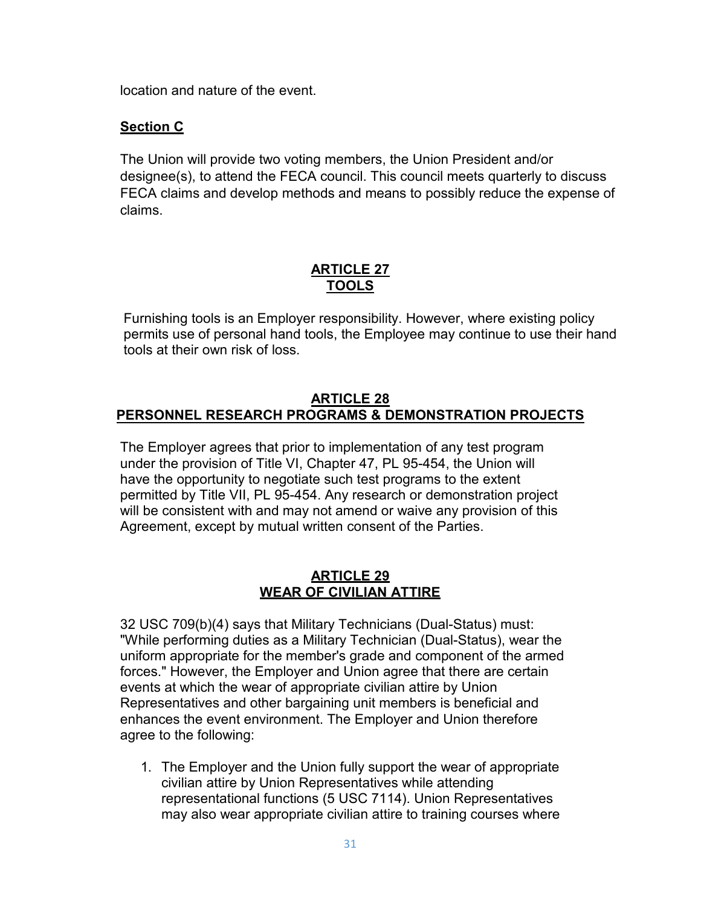location and nature of the event.

**Section C**

The Union will provide two voting members, the Union President and/or designee(s), to attend the FECA council. This council meets quarterly to discuss FECA claims and develop methods and means to possibly reduce the expense of claims.

## ARTICLE 27
## TOOLS

Furnishing tools is an Employer responsibility. However, where existing policy permits use of personal hand tools, the Employee may continue to use their hand tools at their own risk of loss.

## ARTICLE 28
## PERSONNEL RESEARCH PROGRAMS & DEMONSTRATION PROJECTS

The Employer agrees that prior to implementation of any test program under the provision of Title VI, Chapter 47, PL 95-454, the Union will have the opportunity to negotiate such test programs to the extent permitted by Title VII, PL 95-454. Any research or demonstration project will be consistent with and may not amend or waive any provision of this Agreement, except by mutual written consent of the Parties.

## ARTICLE 29
## WEAR OF CIVILIAN ATTIRE

32 USC 709(b)(4) says that Military Technicians (Dual-Status) must: "While performing duties as a Military Technician (Dual-Status), wear the uniform appropriate for the member's grade and component of the armed forces." However, the Employer and Union agree that there are certain events at which the wear of appropriate civilian attire by Union Representatives and other bargaining unit members is beneficial and enhances the event environment. The Employer and Union therefore agree to the following:

1. The Employer and the Union fully support the wear of appropriate civilian attire by Union Representatives while attending representational functions (5 USC 7114). Union Representatives may also wear appropriate civilian attire to training courses where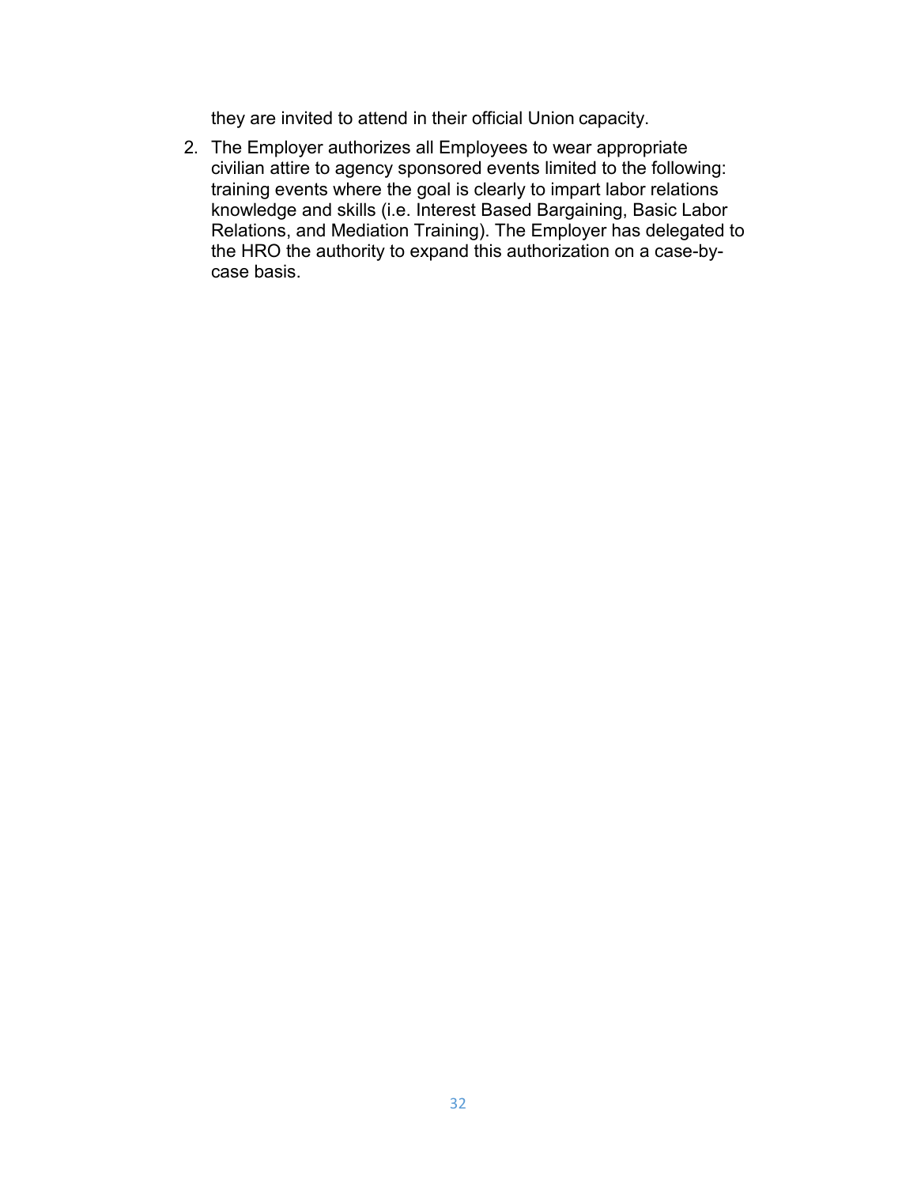they are invited to attend in their official Union capacity.

2. The Employer authorizes all Employees to wear appropriate civilian attire to agency sponsored events limited to the following: training events where the goal is clearly to impart labor relations knowledge and skills (i.e. Interest Based Bargaining, Basic Labor Relations, and Mediation Training). The Employer has delegated to the HRO the authority to expand this authorization on a case-by-case basis.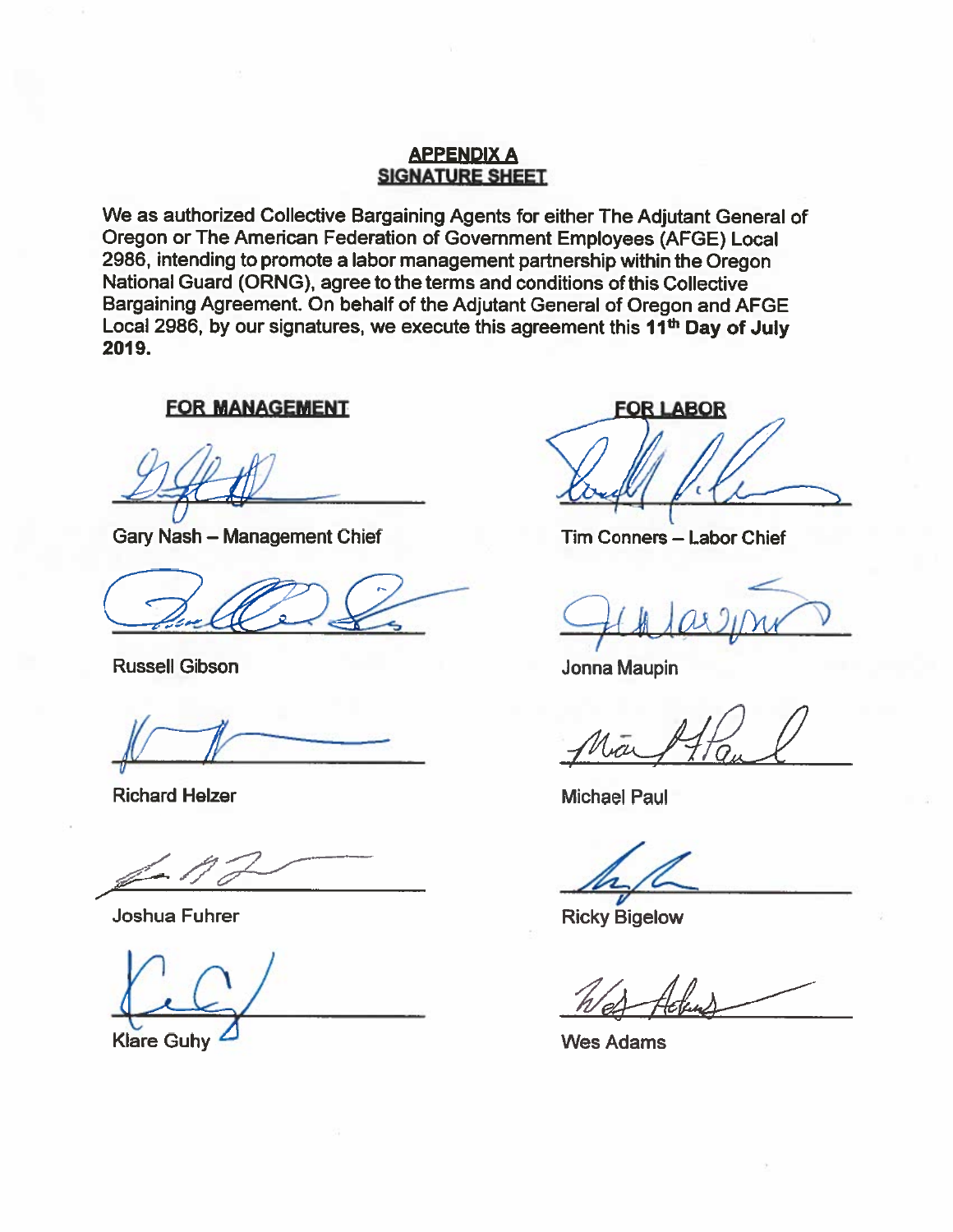## APPENDIX A
## SIGNATURE SHEET

We as authorized Collective Bargaining Agents for either The Adjutant General of Oregon or The American Federation of Government Employees (AFGE) Local 2986, intending to promote a labor management partnership within the Oregon National Guard (ORNG), agree to the terms and conditions of this Collective Bargaining Agreement. On behalf of the Adjutant General of Oregon and AFGE Local 2986, by our signatures, we execute this agreement this **11th Day of July 2019.**

**FOR MANAGEMENT**

Gary Nash – Management Chief

Russell Gibson

Richard Helzer

Joshua Fuhrer

Klare Guhy

**FOR LABOR**

Tim Conners – Labor Chief

Jonna Maupin

Michael Paul

Ricky Bigelow

Wes Adams